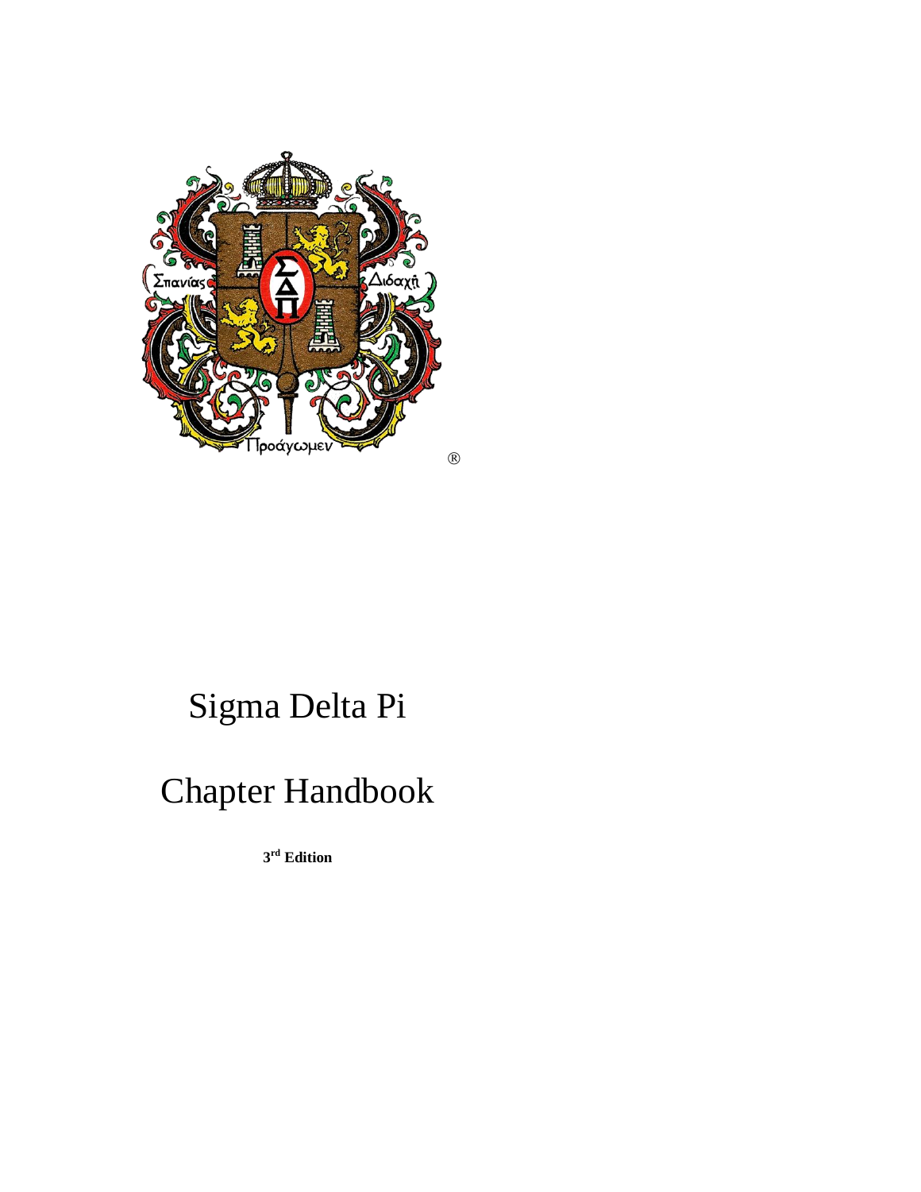# Sigma Delta Pi

# Chapter Handbook

**3rd Edition**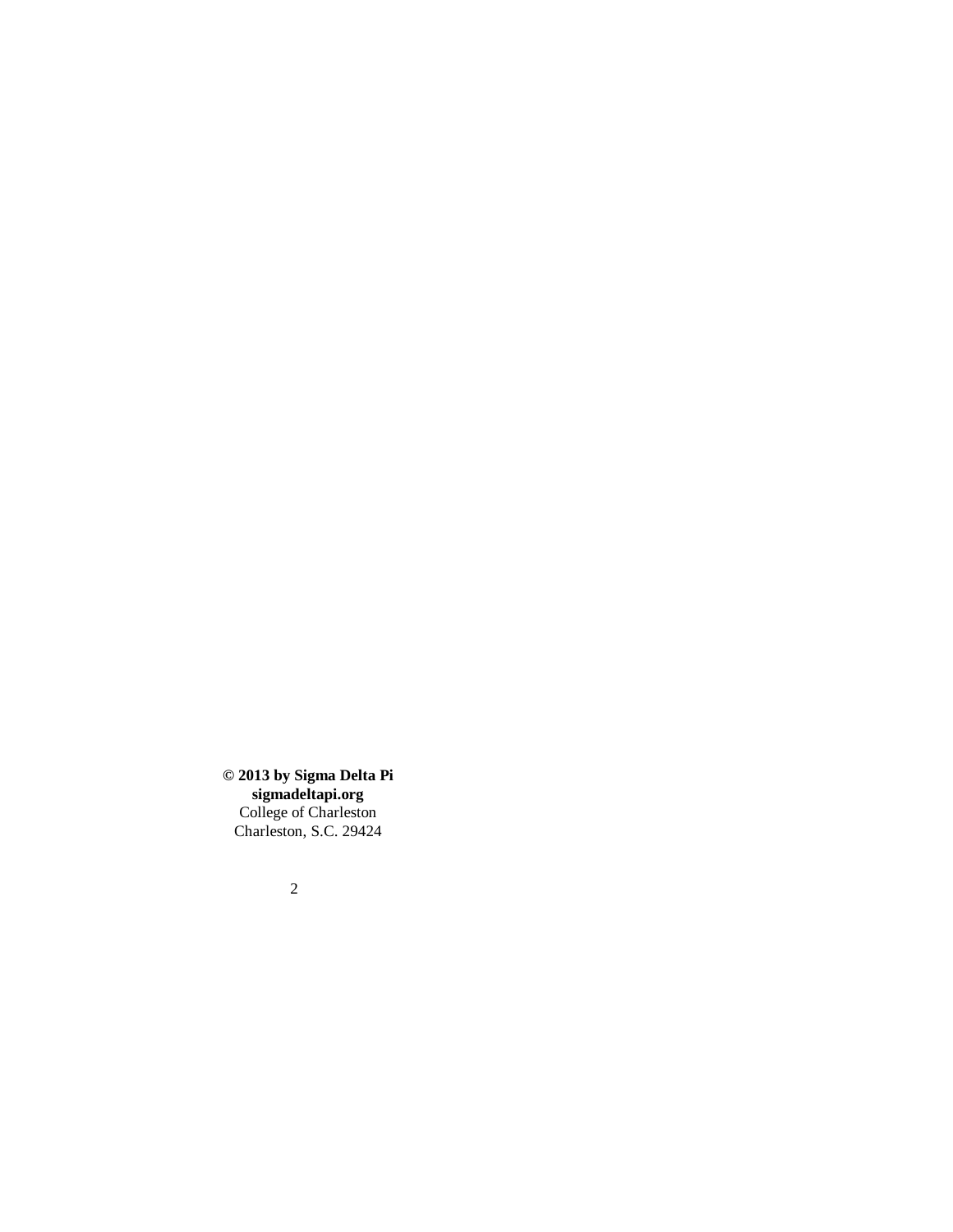**© 2013 by Sigma Delta Pi**
**sigmadeltapi.org**
College of Charleston
Charleston, S.C. 29424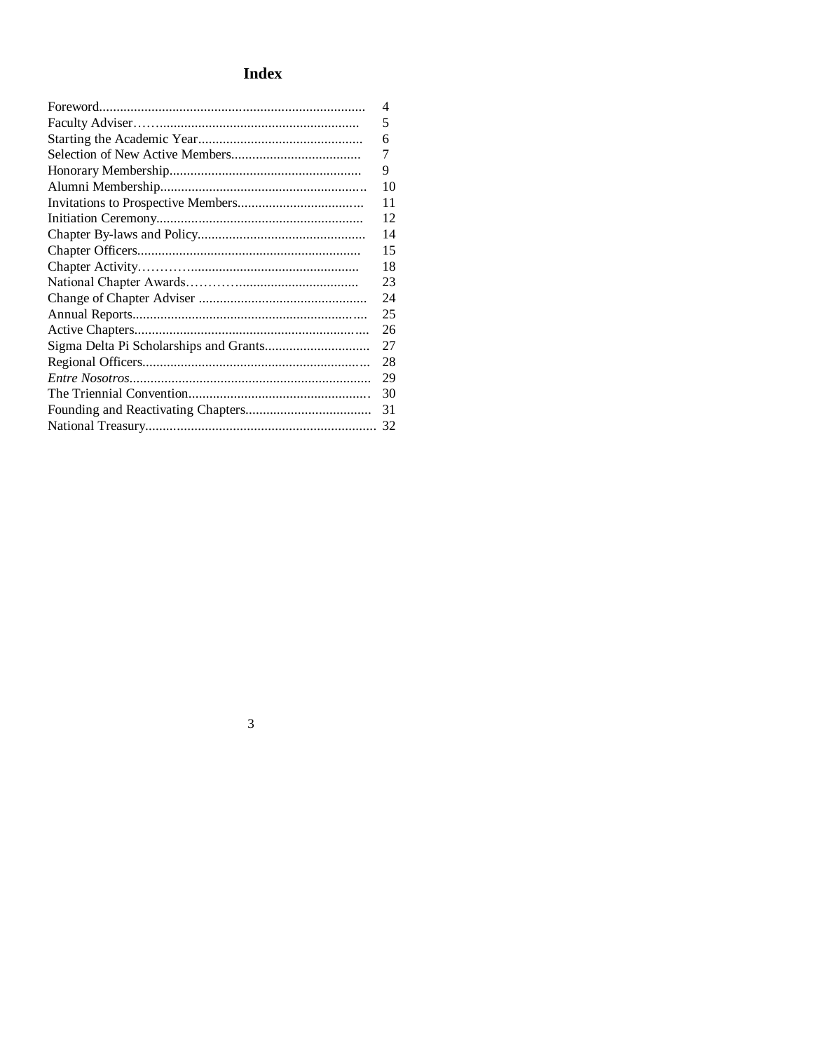# Index

| | |
|---|---|
| Foreword | 4 |
| Faculty Adviser | 5 |
| Starting the Academic Year | 6 |
| Selection of New Active Members | 7 |
| Honorary Membership | 9 |
| Alumni Membership | 10 |
| Invitations to Prospective Members | 11 |
| Initiation Ceremony | 12 |
| Chapter By-laws and Policy | 14 |
| Chapter Officers | 15 |
| Chapter Activity | 18 |
| National Chapter Awards | 23 |
| Change of Chapter Adviser | 24 |
| Annual Reports | 25 |
| Active Chapters | 26 |
| Sigma Delta Pi Scholarships and Grants | 27 |
| Regional Officers | 28 |
| *Entre Nosotros* | 29 |
| The Triennial Convention | 30 |
| Founding and Reactivating Chapters | 31 |
| National Treasury | 32 |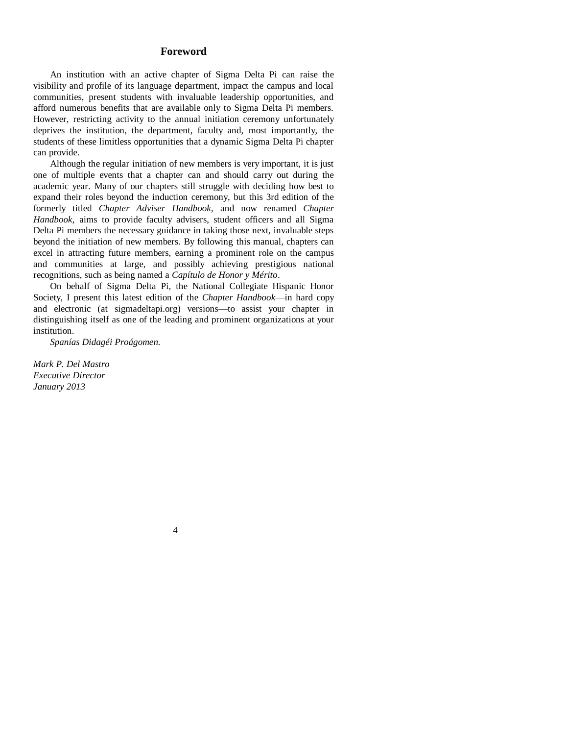# Foreword

An institution with an active chapter of Sigma Delta Pi can raise the visibility and profile of its language department, impact the campus and local communities, present students with invaluable leadership opportunities, and afford numerous benefits that are available only to Sigma Delta Pi members. However, restricting activity to the annual initiation ceremony unfortunately deprives the institution, the department, faculty and, most importantly, the students of these limitless opportunities that a dynamic Sigma Delta Pi chapter can provide.

Although the regular initiation of new members is very important, it is just one of multiple events that a chapter can and should carry out during the academic year. Many of our chapters still struggle with deciding how best to expand their roles beyond the induction ceremony, but this 3rd edition of the formerly titled *Chapter Adviser Handbook*, and now renamed *Chapter Handbook*, aims to provide faculty advisers, student officers and all Sigma Delta Pi members the necessary guidance in taking those next, invaluable steps beyond the initiation of new members. By following this manual, chapters can excel in attracting future members, earning a prominent role on the campus and communities at large, and possibly achieving prestigious national recognitions, such as being named a *Capítulo de Honor y Mérito*.

On behalf of Sigma Delta Pi, the National Collegiate Hispanic Honor Society, I present this latest edition of the *Chapter Handbook*—in hard copy and electronic (at sigmadeltapi.org) versions—to assist your chapter in distinguishing itself as one of the leading and prominent organizations at your institution.

*Spanías Didagéi Proágomen.*

*Mark P. Del Mastro*
*Executive Director*
*January 2013*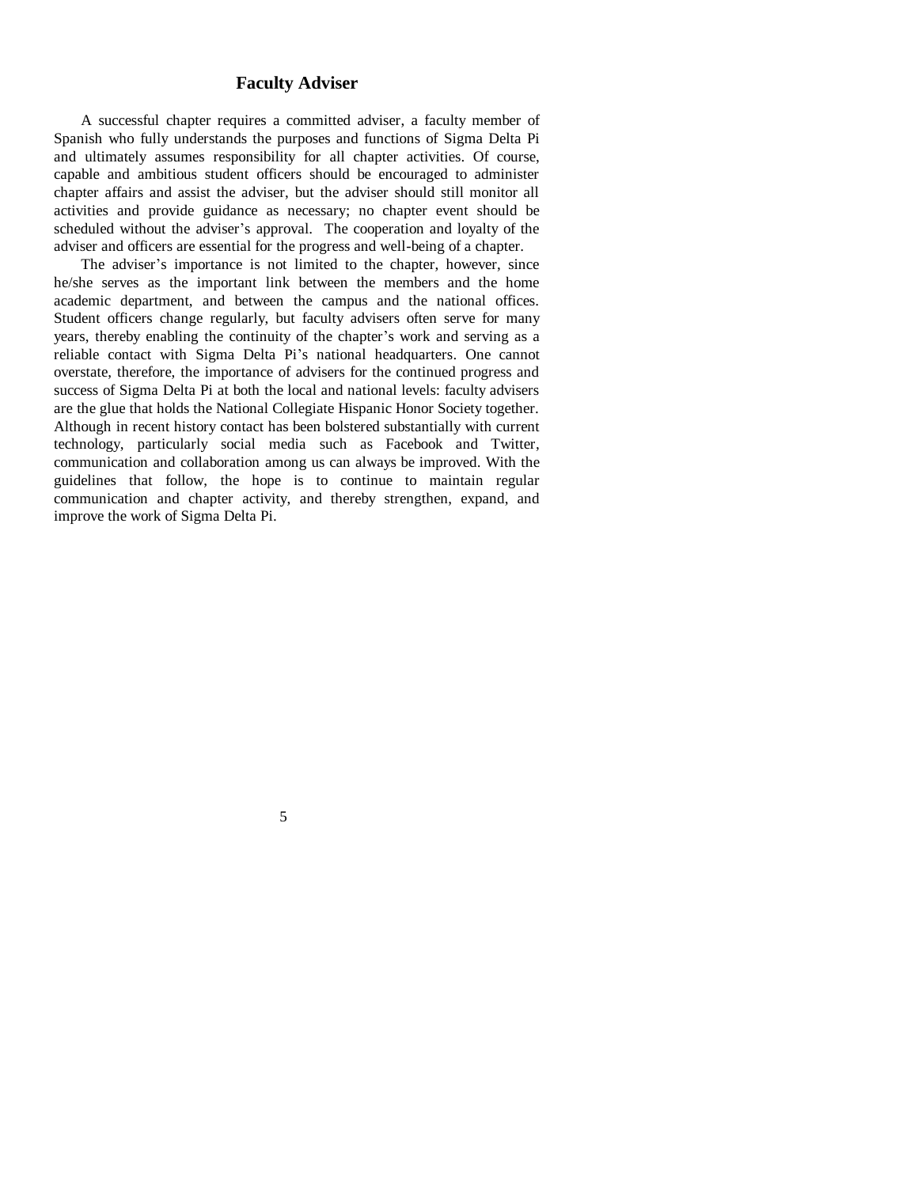## Faculty Adviser

A successful chapter requires a committed adviser, a faculty member of Spanish who fully understands the purposes and functions of Sigma Delta Pi and ultimately assumes responsibility for all chapter activities. Of course, capable and ambitious student officers should be encouraged to administer chapter affairs and assist the adviser, but the adviser should still monitor all activities and provide guidance as necessary; no chapter event should be scheduled without the adviser's approval. The cooperation and loyalty of the adviser and officers are essential for the progress and well-being of a chapter.

The adviser's importance is not limited to the chapter, however, since he/she serves as the important link between the members and the home academic department, and between the campus and the national offices. Student officers change regularly, but faculty advisers often serve for many years, thereby enabling the continuity of the chapter's work and serving as a reliable contact with Sigma Delta Pi's national headquarters. One cannot overstate, therefore, the importance of advisers for the continued progress and success of Sigma Delta Pi at both the local and national levels: faculty advisers are the glue that holds the National Collegiate Hispanic Honor Society together. Although in recent history contact has been bolstered substantially with current technology, particularly social media such as Facebook and Twitter, communication and collaboration among us can always be improved. With the guidelines that follow, the hope is to continue to maintain regular communication and chapter activity, and thereby strengthen, expand, and improve the work of Sigma Delta Pi.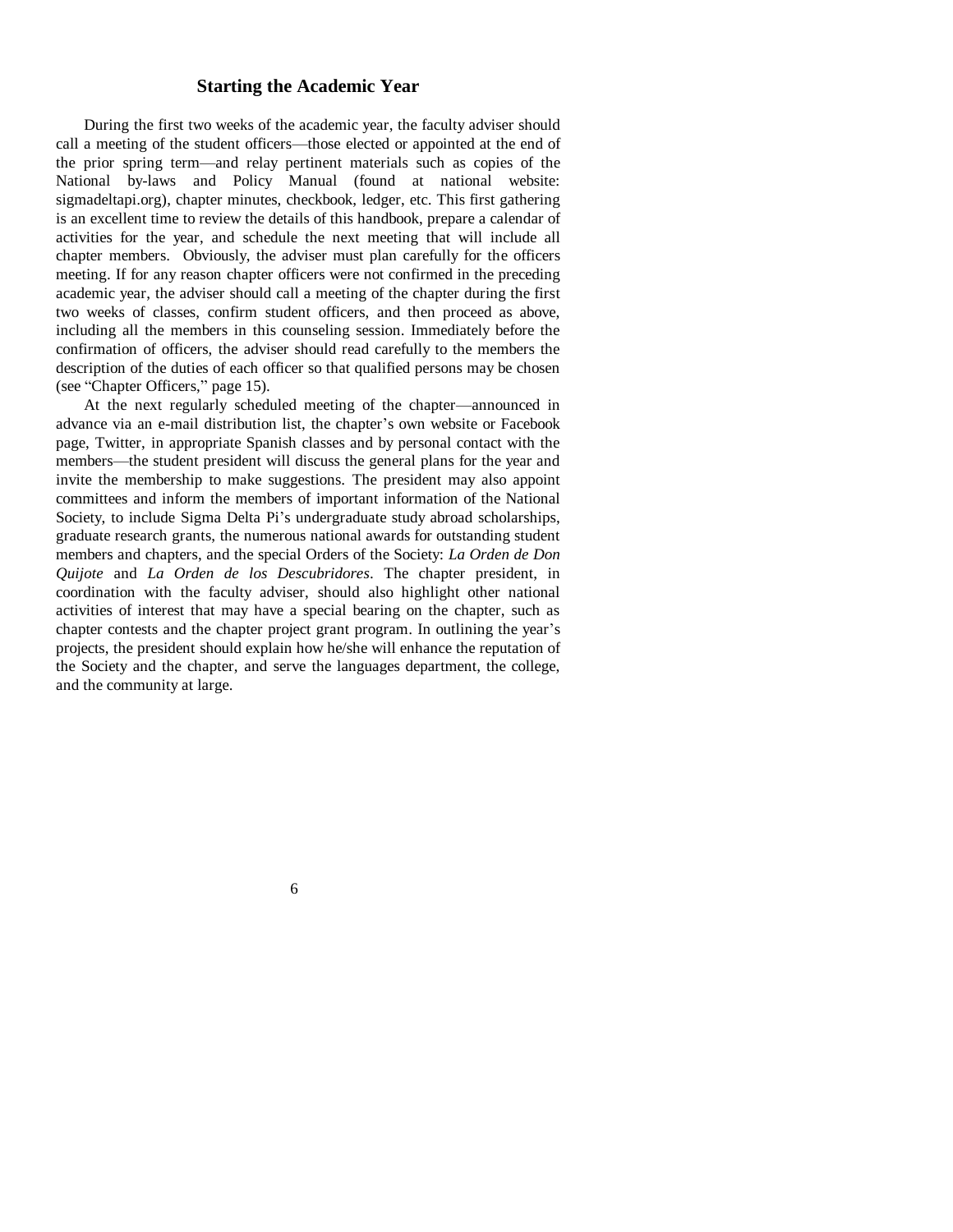## Starting the Academic Year

During the first two weeks of the academic year, the faculty adviser should call a meeting of the student officers—those elected or appointed at the end of the prior spring term—and relay pertinent materials such as copies of the National by-laws and Policy Manual (found at national website: sigmadeltapi.org), chapter minutes, checkbook, ledger, etc. This first gathering is an excellent time to review the details of this handbook, prepare a calendar of activities for the year, and schedule the next meeting that will include all chapter members. Obviously, the adviser must plan carefully for the officers meeting. If for any reason chapter officers were not confirmed in the preceding academic year, the adviser should call a meeting of the chapter during the first two weeks of classes, confirm student officers, and then proceed as above, including all the members in this counseling session. Immediately before the confirmation of officers, the adviser should read carefully to the members the description of the duties of each officer so that qualified persons may be chosen (see "Chapter Officers," page 15).

At the next regularly scheduled meeting of the chapter—announced in advance via an e-mail distribution list, the chapter's own website or Facebook page, Twitter, in appropriate Spanish classes and by personal contact with the members—the student president will discuss the general plans for the year and invite the membership to make suggestions. The president may also appoint committees and inform the members of important information of the National Society, to include Sigma Delta Pi's undergraduate study abroad scholarships, graduate research grants, the numerous national awards for outstanding student members and chapters, and the special Orders of the Society: *La Orden de Don Quijote* and *La Orden de los Descubridores*. The chapter president, in coordination with the faculty adviser, should also highlight other national activities of interest that may have a special bearing on the chapter, such as chapter contests and the chapter project grant program. In outlining the year's projects, the president should explain how he/she will enhance the reputation of the Society and the chapter, and serve the languages department, the college, and the community at large.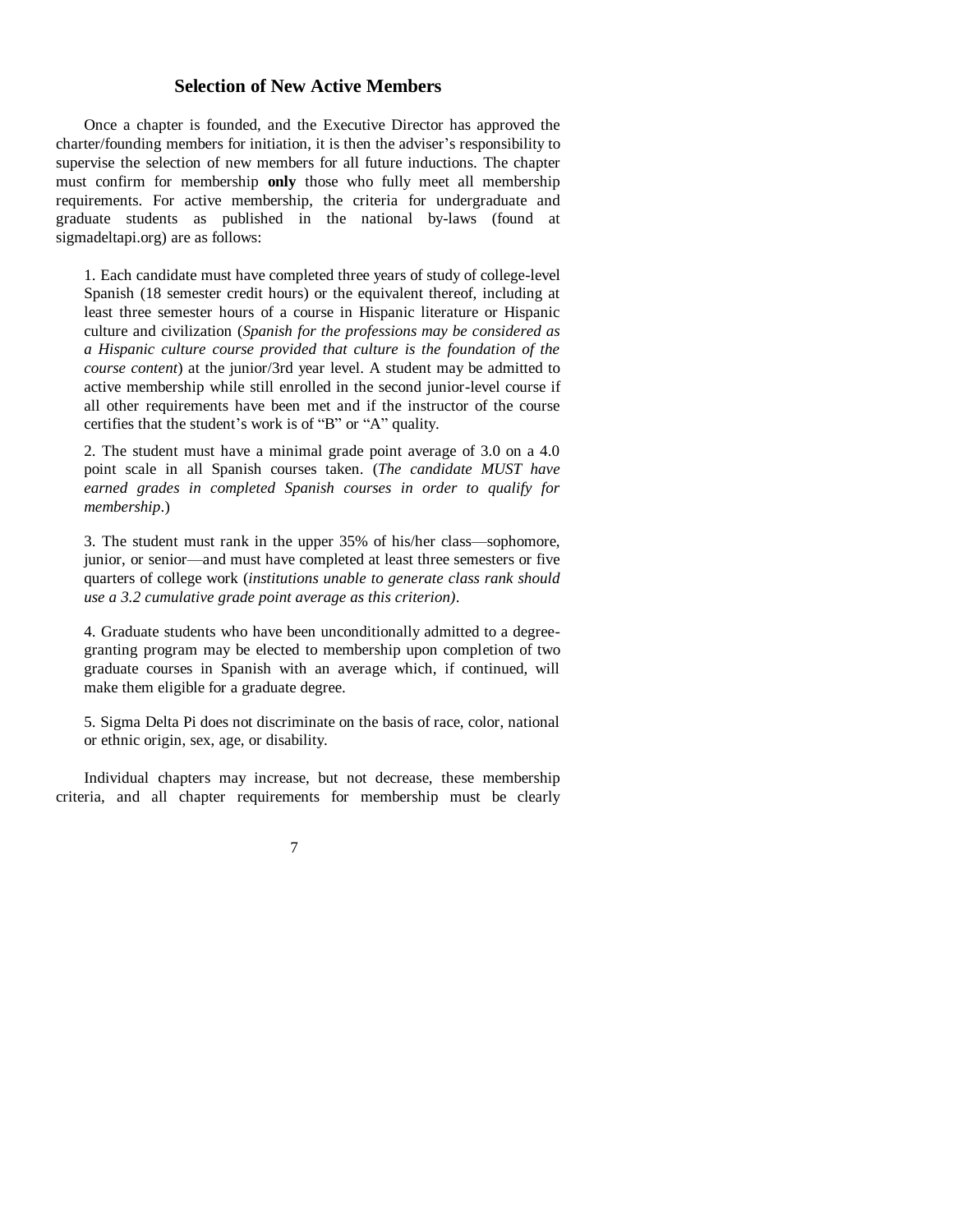## Selection of New Active Members

Once a chapter is founded, and the Executive Director has approved the charter/founding members for initiation, it is then the adviser's responsibility to supervise the selection of new members for all future inductions. The chapter must confirm for membership **only** those who fully meet all membership requirements. For active membership, the criteria for undergraduate and graduate students as published in the national by-laws (found at sigmadeltapi.org) are as follows:

1. Each candidate must have completed three years of study of college-level Spanish (18 semester credit hours) or the equivalent thereof, including at least three semester hours of a course in Hispanic literature or Hispanic culture and civilization (*Spanish for the professions may be considered as a Hispanic culture course provided that culture is the foundation of the course content*) at the junior/3rd year level. A student may be admitted to active membership while still enrolled in the second junior-level course if all other requirements have been met and if the instructor of the course certifies that the student's work is of "B" or "A" quality.

2. The student must have a minimal grade point average of 3.0 on a 4.0 point scale in all Spanish courses taken. (*The candidate MUST have earned grades in completed Spanish courses in order to qualify for membership*.)

3. The student must rank in the upper 35% of his/her class—sophomore, junior, or senior—and must have completed at least three semesters or five quarters of college work (*institutions unable to generate class rank should use a 3.2 cumulative grade point average as this criterion)*.

4. Graduate students who have been unconditionally admitted to a degree-granting program may be elected to membership upon completion of two graduate courses in Spanish with an average which, if continued, will make them eligible for a graduate degree.

5. Sigma Delta Pi does not discriminate on the basis of race, color, national or ethnic origin, sex, age, or disability.

Individual chapters may increase, but not decrease, these membership criteria, and all chapter requirements for membership must be clearly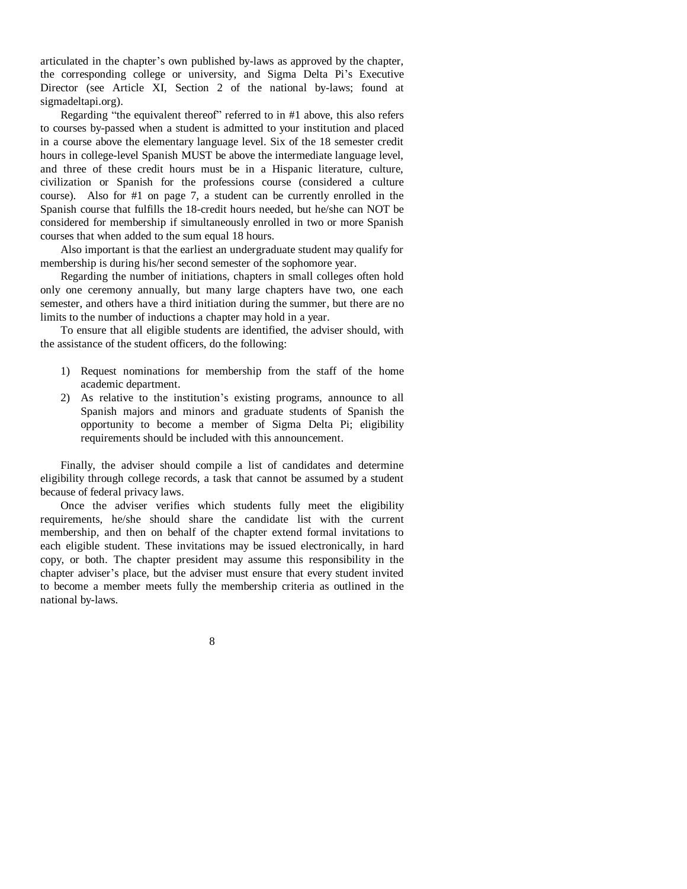articulated in the chapter's own published by-laws as approved by the chapter, the corresponding college or university, and Sigma Delta Pi's Executive Director (see Article XI, Section 2 of the national by-laws; found at sigmadeltapi.org).

Regarding "the equivalent thereof" referred to in #1 above, this also refers to courses by-passed when a student is admitted to your institution and placed in a course above the elementary language level. Six of the 18 semester credit hours in college-level Spanish MUST be above the intermediate language level, and three of these credit hours must be in a Hispanic literature, culture, civilization or Spanish for the professions course (considered a culture course). Also for #1 on page 7, a student can be currently enrolled in the Spanish course that fulfills the 18-credit hours needed, but he/she can NOT be considered for membership if simultaneously enrolled in two or more Spanish courses that when added to the sum equal 18 hours.

Also important is that the earliest an undergraduate student may qualify for membership is during his/her second semester of the sophomore year.

Regarding the number of initiations, chapters in small colleges often hold only one ceremony annually, but many large chapters have two, one each semester, and others have a third initiation during the summer, but there are no limits to the number of inductions a chapter may hold in a year.

To ensure that all eligible students are identified, the adviser should, with the assistance of the student officers, do the following:

1) Request nominations for membership from the staff of the home academic department.
2) As relative to the institution's existing programs, announce to all Spanish majors and minors and graduate students of Spanish the opportunity to become a member of Sigma Delta Pi; eligibility requirements should be included with this announcement.

Finally, the adviser should compile a list of candidates and determine eligibility through college records, a task that cannot be assumed by a student because of federal privacy laws.

Once the adviser verifies which students fully meet the eligibility requirements, he/she should share the candidate list with the current membership, and then on behalf of the chapter extend formal invitations to each eligible student. These invitations may be issued electronically, in hard copy, or both. The chapter president may assume this responsibility in the chapter adviser's place, but the adviser must ensure that every student invited to become a member meets fully the membership criteria as outlined in the national by-laws.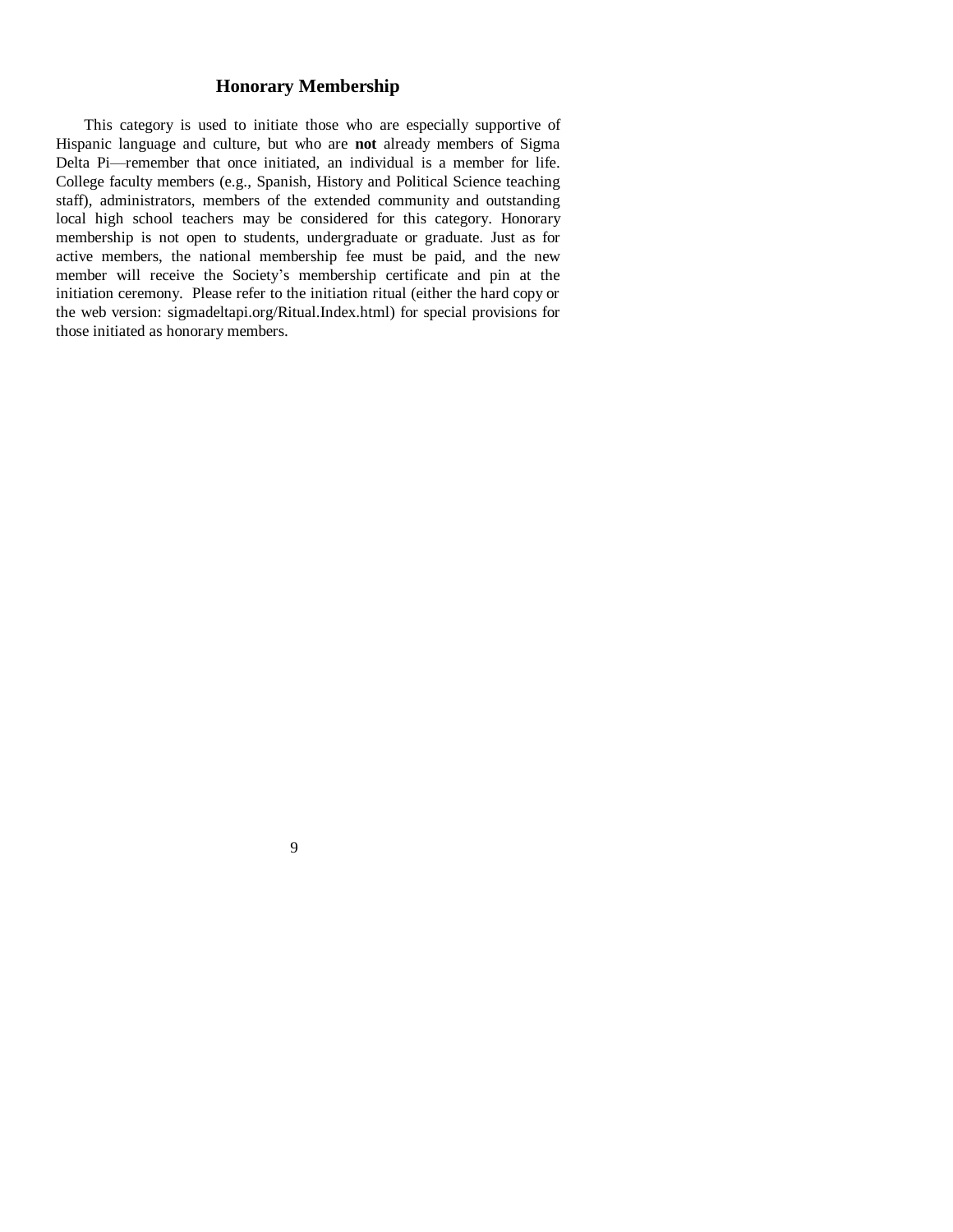## Honorary Membership

This category is used to initiate those who are especially supportive of Hispanic language and culture, but who are **not** already members of Sigma Delta Pi—remember that once initiated, an individual is a member for life. College faculty members (e.g., Spanish, History and Political Science teaching staff), administrators, members of the extended community and outstanding local high school teachers may be considered for this category. Honorary membership is not open to students, undergraduate or graduate. Just as for active members, the national membership fee must be paid, and the new member will receive the Society's membership certificate and pin at the initiation ceremony. Please refer to the initiation ritual (either the hard copy or the web version: sigmadeltapi.org/Ritual.Index.html) for special provisions for those initiated as honorary members.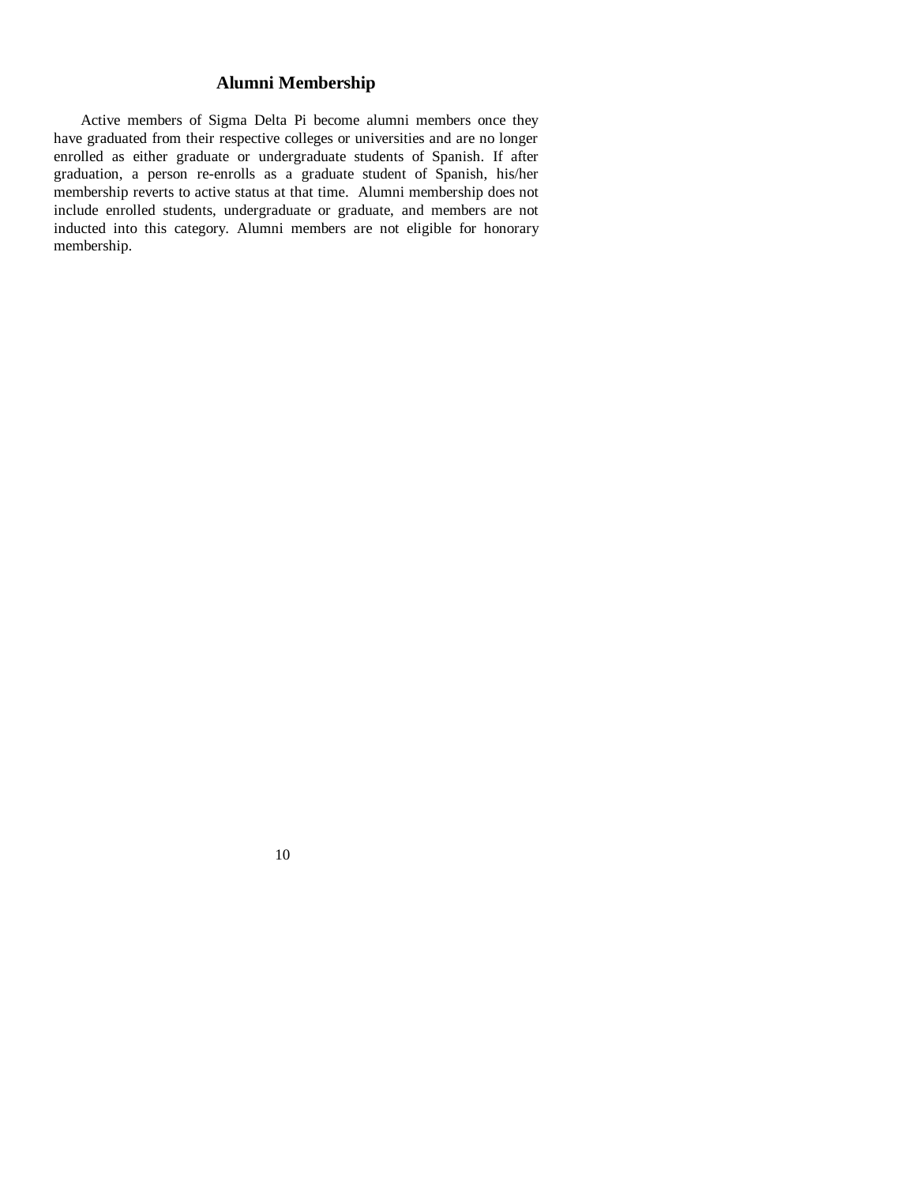## Alumni Membership

Active members of Sigma Delta Pi become alumni members once they have graduated from their respective colleges or universities and are no longer enrolled as either graduate or undergraduate students of Spanish. If after graduation, a person re-enrolls as a graduate student of Spanish, his/her membership reverts to active status at that time. Alumni membership does not include enrolled students, undergraduate or graduate, and members are not inducted into this category. Alumni members are not eligible for honorary membership.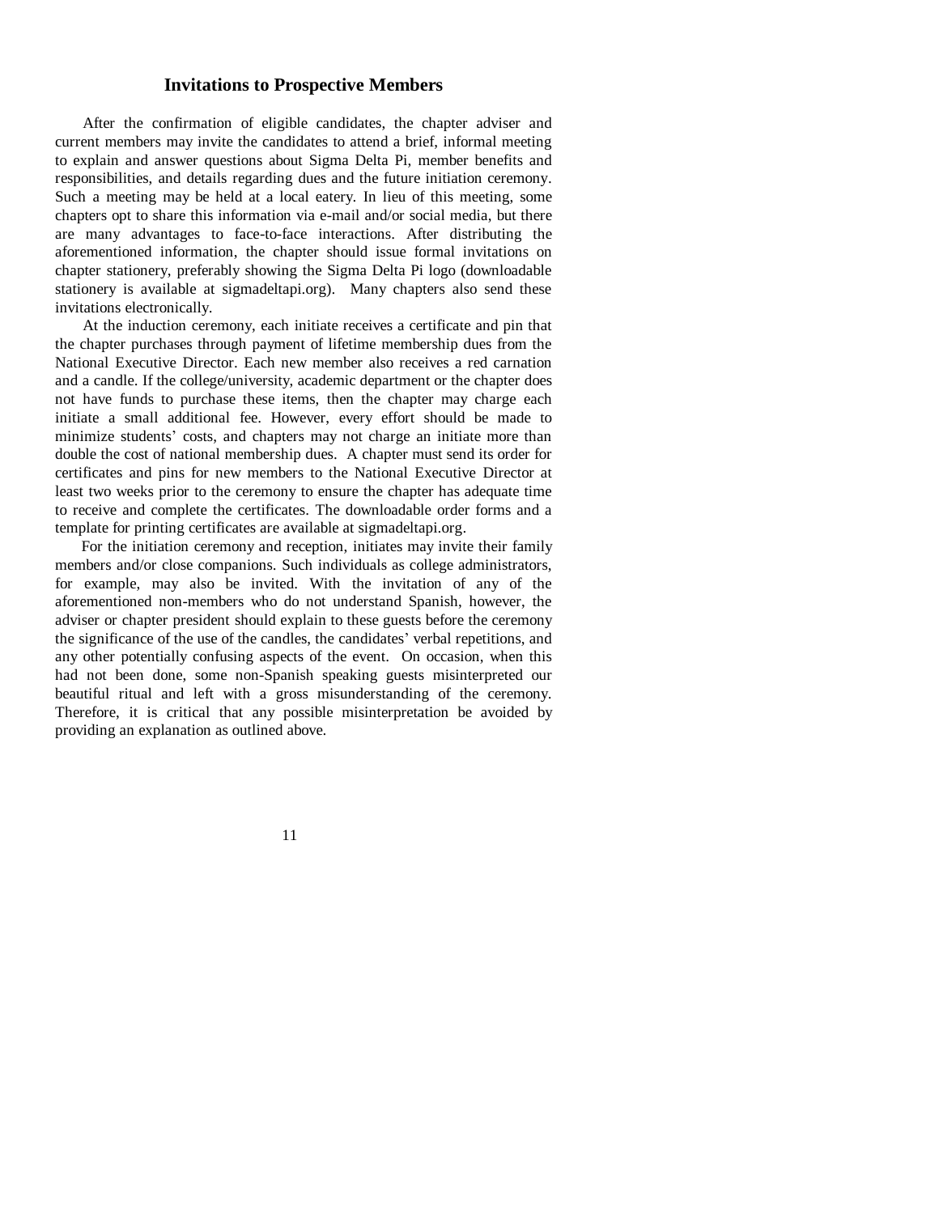## Invitations to Prospective Members

After the confirmation of eligible candidates, the chapter adviser and current members may invite the candidates to attend a brief, informal meeting to explain and answer questions about Sigma Delta Pi, member benefits and responsibilities, and details regarding dues and the future initiation ceremony. Such a meeting may be held at a local eatery. In lieu of this meeting, some chapters opt to share this information via e-mail and/or social media, but there are many advantages to face-to-face interactions. After distributing the aforementioned information, the chapter should issue formal invitations on chapter stationery, preferably showing the Sigma Delta Pi logo (downloadable stationery is available at sigmadeltapi.org). Many chapters also send these invitations electronically.

At the induction ceremony, each initiate receives a certificate and pin that the chapter purchases through payment of lifetime membership dues from the National Executive Director. Each new member also receives a red carnation and a candle. If the college/university, academic department or the chapter does not have funds to purchase these items, then the chapter may charge each initiate a small additional fee. However, every effort should be made to minimize students' costs, and chapters may not charge an initiate more than double the cost of national membership dues. A chapter must send its order for certificates and pins for new members to the National Executive Director at least two weeks prior to the ceremony to ensure the chapter has adequate time to receive and complete the certificates. The downloadable order forms and a template for printing certificates are available at sigmadeltapi.org.

For the initiation ceremony and reception, initiates may invite their family members and/or close companions. Such individuals as college administrators, for example, may also be invited. With the invitation of any of the aforementioned non-members who do not understand Spanish, however, the adviser or chapter president should explain to these guests before the ceremony the significance of the use of the candles, the candidates' verbal repetitions, and any other potentially confusing aspects of the event. On occasion, when this had not been done, some non-Spanish speaking guests misinterpreted our beautiful ritual and left with a gross misunderstanding of the ceremony. Therefore, it is critical that any possible misinterpretation be avoided by providing an explanation as outlined above.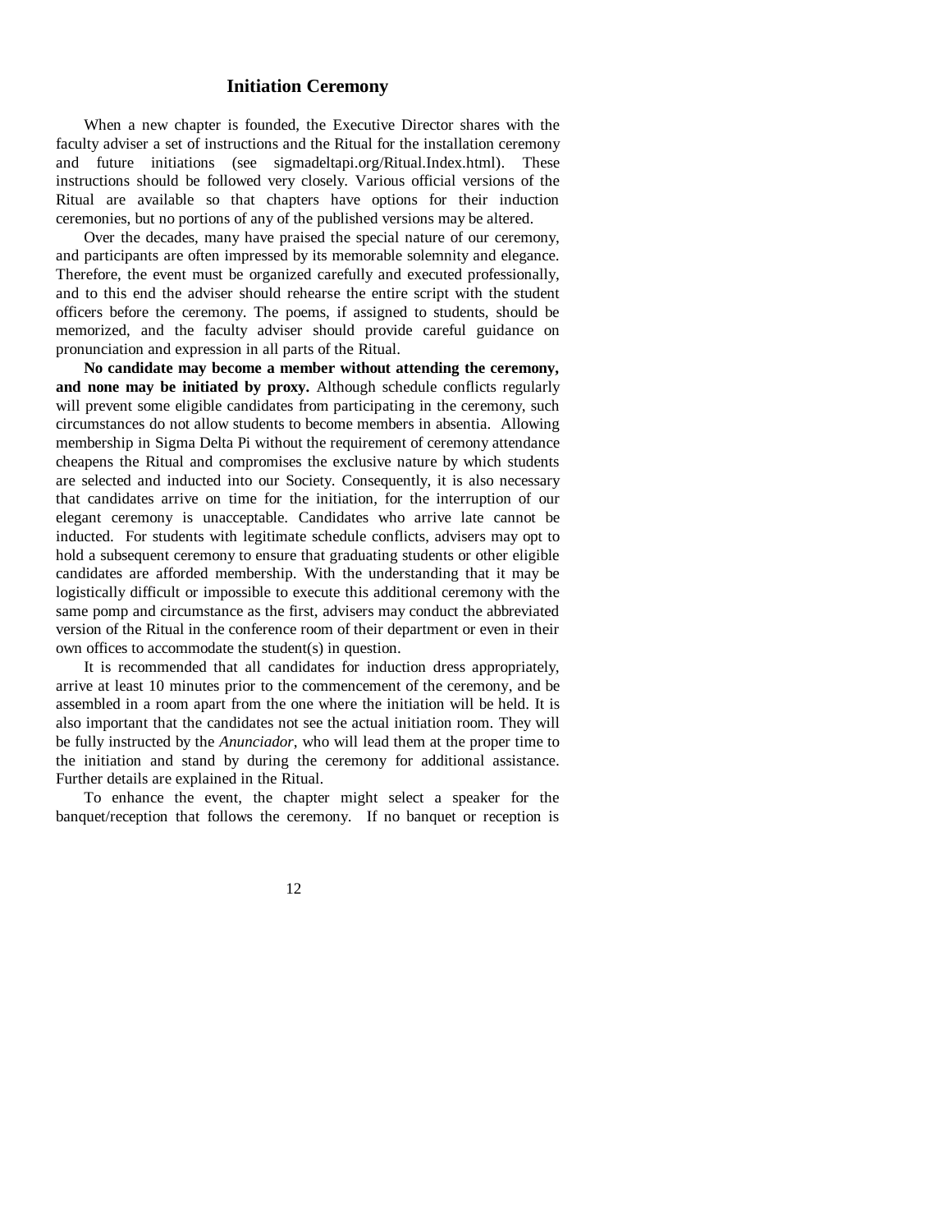## Initiation Ceremony

When a new chapter is founded, the Executive Director shares with the faculty adviser a set of instructions and the Ritual for the installation ceremony and future initiations (see sigmadeltapi.org/Ritual.Index.html). These instructions should be followed very closely. Various official versions of the Ritual are available so that chapters have options for their induction ceremonies, but no portions of any of the published versions may be altered.

Over the decades, many have praised the special nature of our ceremony, and participants are often impressed by its memorable solemnity and elegance. Therefore, the event must be organized carefully and executed professionally, and to this end the adviser should rehearse the entire script with the student officers before the ceremony. The poems, if assigned to students, should be memorized, and the faculty adviser should provide careful guidance on pronunciation and expression in all parts of the Ritual.

**No candidate may become a member without attending the ceremony, and none may be initiated by proxy.** Although schedule conflicts regularly will prevent some eligible candidates from participating in the ceremony, such circumstances do not allow students to become members in absentia. Allowing membership in Sigma Delta Pi without the requirement of ceremony attendance cheapens the Ritual and compromises the exclusive nature by which students are selected and inducted into our Society. Consequently, it is also necessary that candidates arrive on time for the initiation, for the interruption of our elegant ceremony is unacceptable. Candidates who arrive late cannot be inducted. For students with legitimate schedule conflicts, advisers may opt to hold a subsequent ceremony to ensure that graduating students or other eligible candidates are afforded membership. With the understanding that it may be logistically difficult or impossible to execute this additional ceremony with the same pomp and circumstance as the first, advisers may conduct the abbreviated version of the Ritual in the conference room of their department or even in their own offices to accommodate the student(s) in question.

It is recommended that all candidates for induction dress appropriately, arrive at least 10 minutes prior to the commencement of the ceremony, and be assembled in a room apart from the one where the initiation will be held. It is also important that the candidates not see the actual initiation room. They will be fully instructed by the *Anunciador*, who will lead them at the proper time to the initiation and stand by during the ceremony for additional assistance. Further details are explained in the Ritual.

To enhance the event, the chapter might select a speaker for the banquet/reception that follows the ceremony. If no banquet or reception is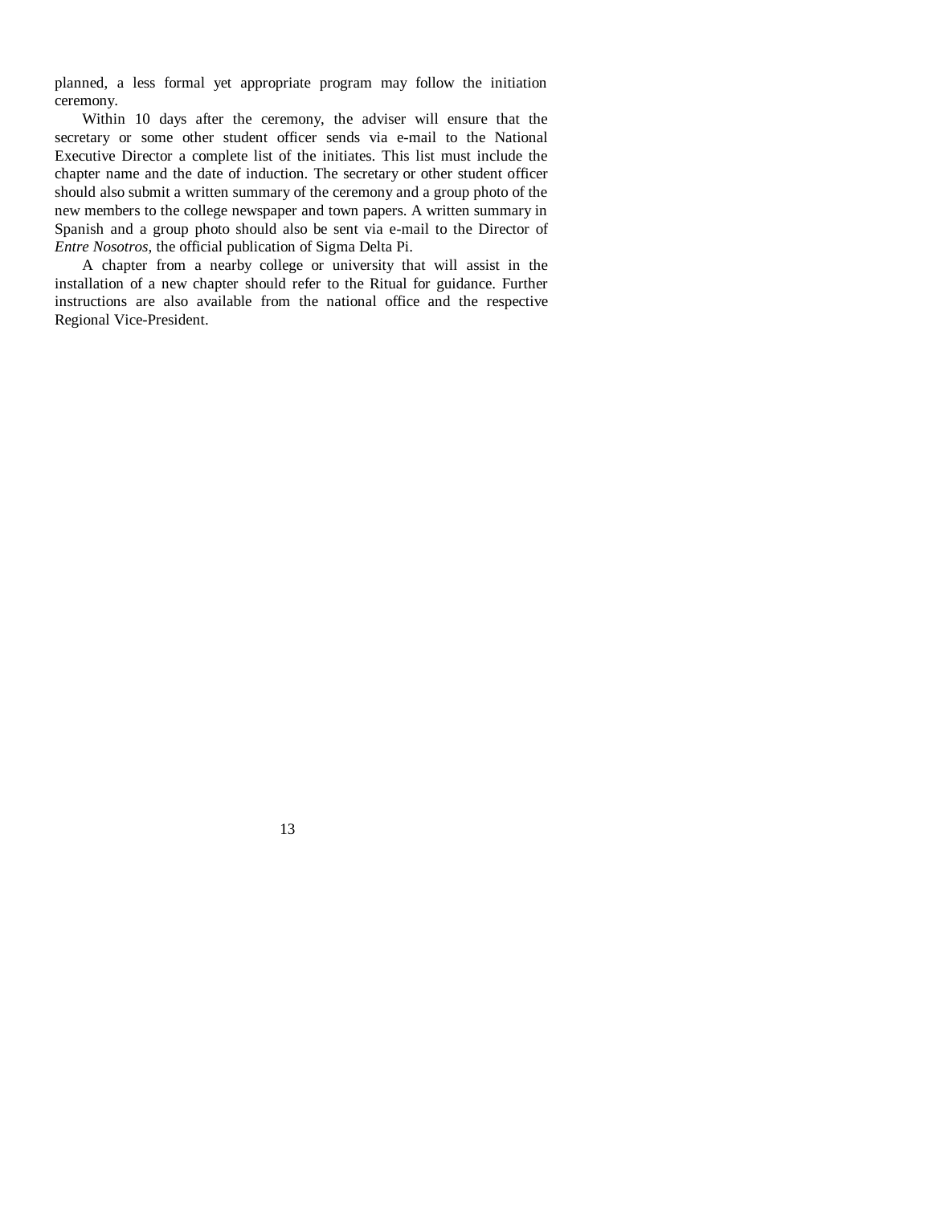planned, a less formal yet appropriate program may follow the initiation ceremony.

Within 10 days after the ceremony, the adviser will ensure that the secretary or some other student officer sends via e-mail to the National Executive Director a complete list of the initiates. This list must include the chapter name and the date of induction. The secretary or other student officer should also submit a written summary of the ceremony and a group photo of the new members to the college newspaper and town papers. A written summary in Spanish and a group photo should also be sent via e-mail to the Director of *Entre Nosotros*, the official publication of Sigma Delta Pi.

A chapter from a nearby college or university that will assist in the installation of a new chapter should refer to the Ritual for guidance. Further instructions are also available from the national office and the respective Regional Vice-President.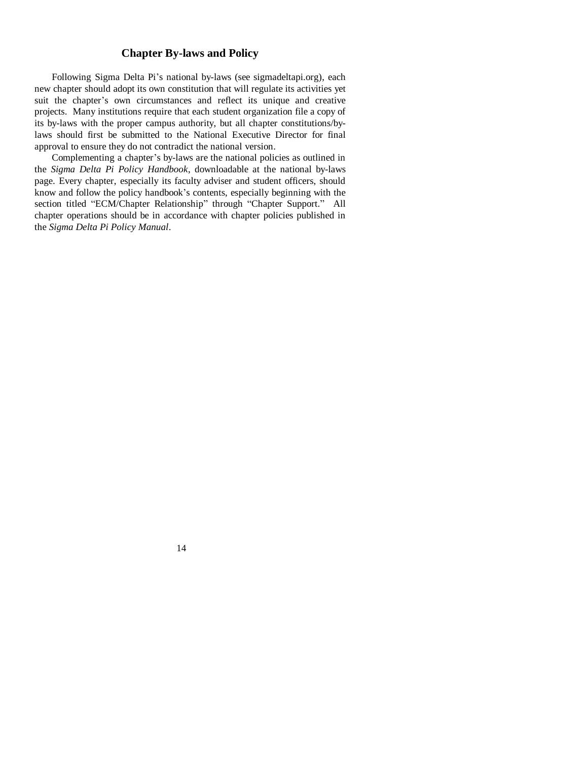## Chapter By-laws and Policy

Following Sigma Delta Pi's national by-laws (see sigmadeltapi.org), each new chapter should adopt its own constitution that will regulate its activities yet suit the chapter's own circumstances and reflect its unique and creative projects. Many institutions require that each student organization file a copy of its by-laws with the proper campus authority, but all chapter constitutions/by-laws should first be submitted to the National Executive Director for final approval to ensure they do not contradict the national version.

Complementing a chapter's by-laws are the national policies as outlined in the *Sigma Delta Pi Policy Handbook*, downloadable at the national by-laws page. Every chapter, especially its faculty adviser and student officers, should know and follow the policy handbook's contents, especially beginning with the section titled "ECM/Chapter Relationship" through "Chapter Support." All chapter operations should be in accordance with chapter policies published in the *Sigma Delta Pi Policy Manual*.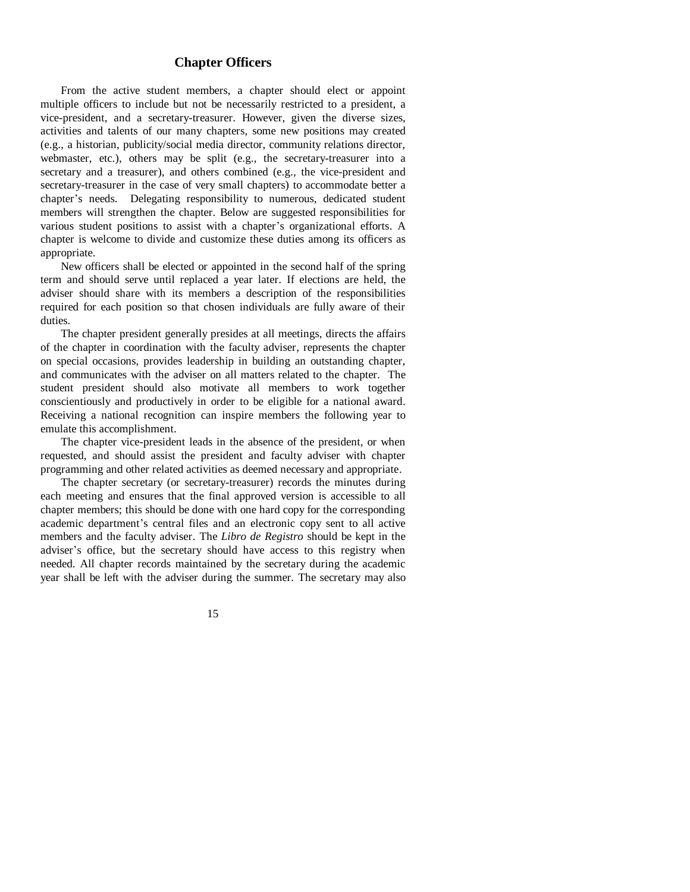## Chapter Officers

From the active student members, a chapter should elect or appoint multiple officers to include but not be necessarily restricted to a president, a vice-president, and a secretary-treasurer. However, given the diverse sizes, activities and talents of our many chapters, some new positions may created (e.g., a historian, publicity/social media director, community relations director, webmaster, etc.), others may be split (e.g., the secretary-treasurer into a secretary and a treasurer), and others combined (e.g., the vice-president and secretary-treasurer in the case of very small chapters) to accommodate better a chapter's needs. Delegating responsibility to numerous, dedicated student members will strengthen the chapter. Below are suggested responsibilities for various student positions to assist with a chapter's organizational efforts. A chapter is welcome to divide and customize these duties among its officers as appropriate.

New officers shall be elected or appointed in the second half of the spring term and should serve until replaced a year later. If elections are held, the adviser should share with its members a description of the responsibilities required for each position so that chosen individuals are fully aware of their duties.

The chapter president generally presides at all meetings, directs the affairs of the chapter in coordination with the faculty adviser, represents the chapter on special occasions, provides leadership in building an outstanding chapter, and communicates with the adviser on all matters related to the chapter. The student president should also motivate all members to work together conscientiously and productively in order to be eligible for a national award. Receiving a national recognition can inspire members the following year to emulate this accomplishment.

The chapter vice-president leads in the absence of the president, or when requested, and should assist the president and faculty adviser with chapter programming and other related activities as deemed necessary and appropriate.

The chapter secretary (or secretary-treasurer) records the minutes during each meeting and ensures that the final approved version is accessible to all chapter members; this should be done with one hard copy for the corresponding academic department's central files and an electronic copy sent to all active members and the faculty adviser. The *Libro de Registro* should be kept in the adviser's office, but the secretary should have access to this registry when needed. All chapter records maintained by the secretary during the academic year shall be left with the adviser during the summer. The secretary may also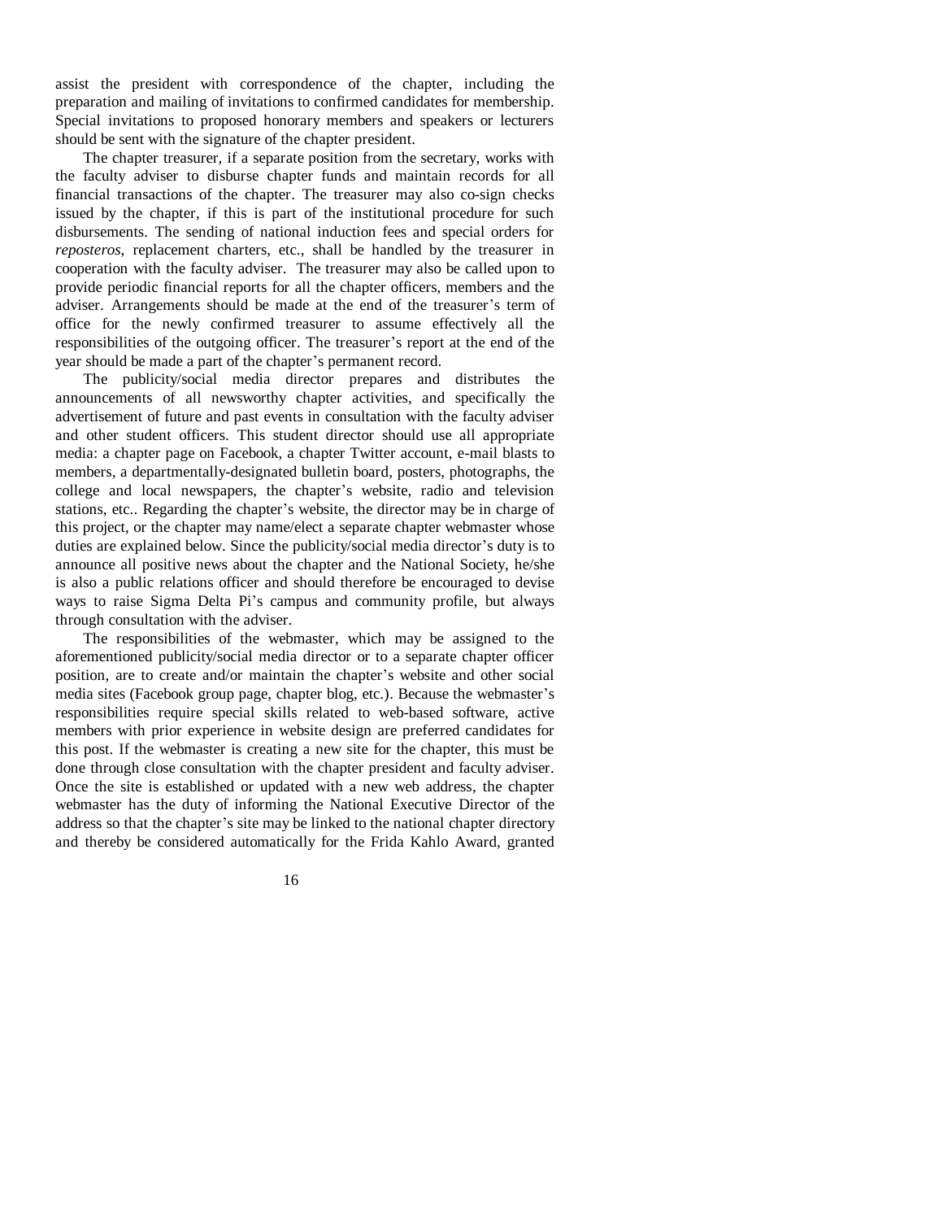assist the president with correspondence of the chapter, including the preparation and mailing of invitations to confirmed candidates for membership. Special invitations to proposed honorary members and speakers or lecturers should be sent with the signature of the chapter president.

The chapter treasurer, if a separate position from the secretary, works with the faculty adviser to disburse chapter funds and maintain records for all financial transactions of the chapter. The treasurer may also co-sign checks issued by the chapter, if this is part of the institutional procedure for such disbursements. The sending of national induction fees and special orders for *reposteros*, replacement charters, etc., shall be handled by the treasurer in cooperation with the faculty adviser. The treasurer may also be called upon to provide periodic financial reports for all the chapter officers, members and the adviser. Arrangements should be made at the end of the treasurer's term of office for the newly confirmed treasurer to assume effectively all the responsibilities of the outgoing officer. The treasurer's report at the end of the year should be made a part of the chapter's permanent record.

The publicity/social media director prepares and distributes the announcements of all newsworthy chapter activities, and specifically the advertisement of future and past events in consultation with the faculty adviser and other student officers. This student director should use all appropriate media: a chapter page on Facebook, a chapter Twitter account, e-mail blasts to members, a departmentally-designated bulletin board, posters, photographs, the college and local newspapers, the chapter's website, radio and television stations, etc.. Regarding the chapter's website, the director may be in charge of this project, or the chapter may name/elect a separate chapter webmaster whose duties are explained below. Since the publicity/social media director's duty is to announce all positive news about the chapter and the National Society, he/she is also a public relations officer and should therefore be encouraged to devise ways to raise Sigma Delta Pi's campus and community profile, but always through consultation with the adviser.

The responsibilities of the webmaster, which may be assigned to the aforementioned publicity/social media director or to a separate chapter officer position, are to create and/or maintain the chapter's website and other social media sites (Facebook group page, chapter blog, etc.). Because the webmaster's responsibilities require special skills related to web-based software, active members with prior experience in website design are preferred candidates for this post. If the webmaster is creating a new site for the chapter, this must be done through close consultation with the chapter president and faculty adviser. Once the site is established or updated with a new web address, the chapter webmaster has the duty of informing the National Executive Director of the address so that the chapter's site may be linked to the national chapter directory and thereby be considered automatically for the Frida Kahlo Award, granted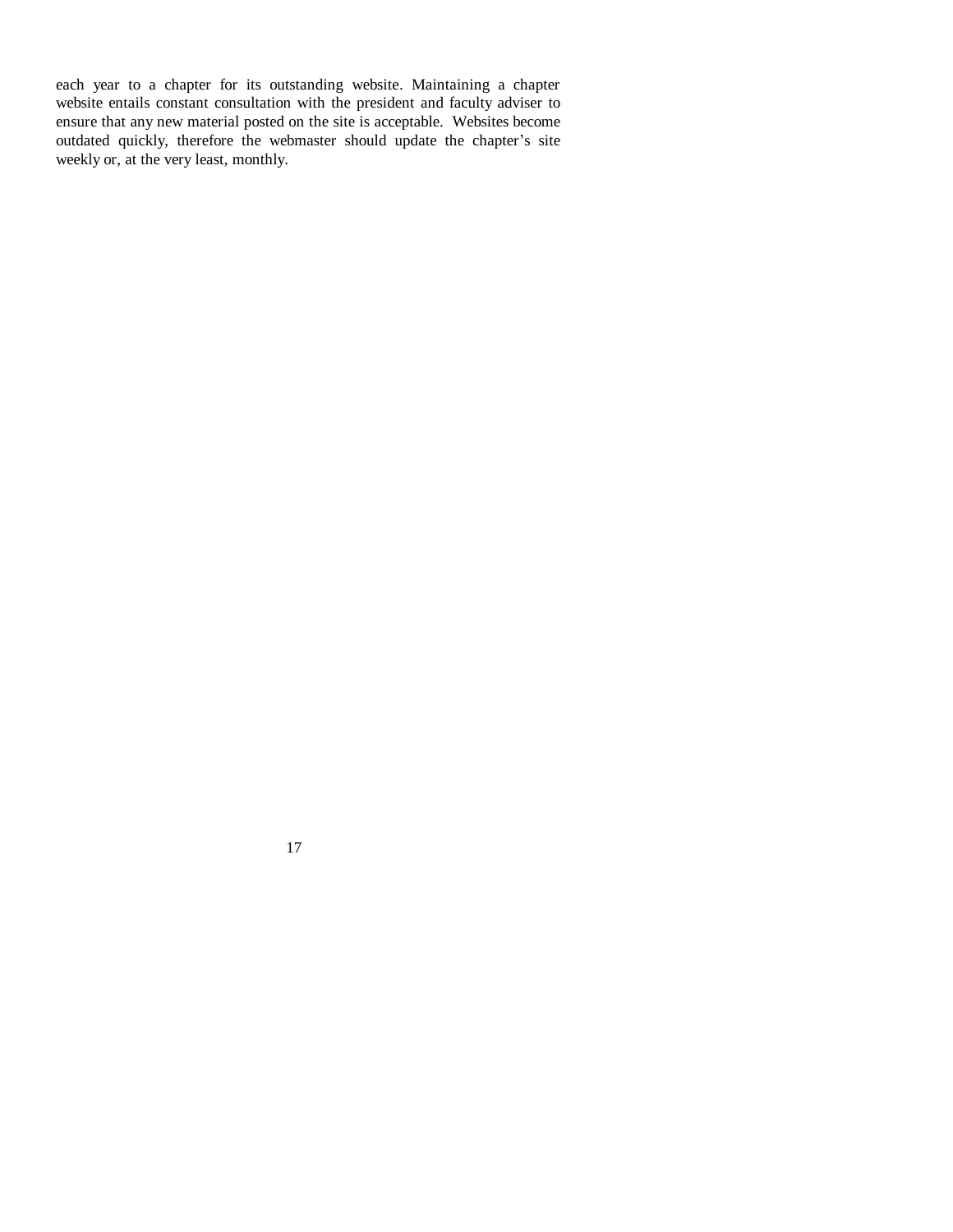each year to a chapter for its outstanding website. Maintaining a chapter website entails constant consultation with the president and faculty adviser to ensure that any new material posted on the site is acceptable. Websites become outdated quickly, therefore the webmaster should update the chapter's site weekly or, at the very least, monthly.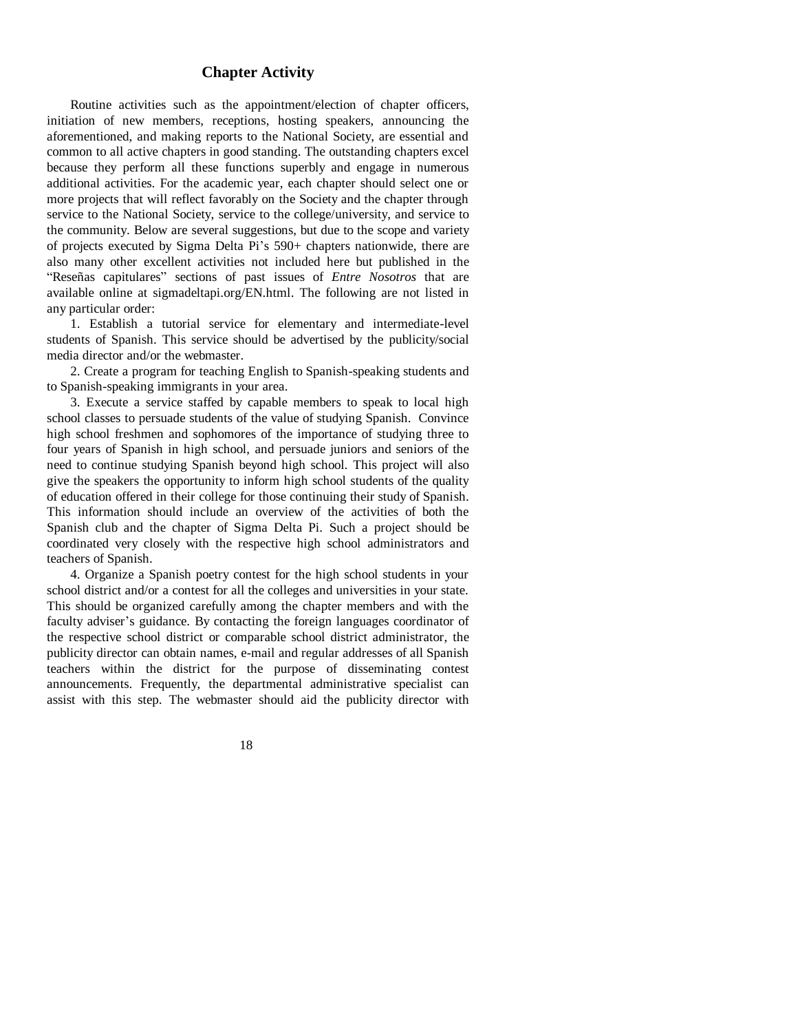## Chapter Activity

Routine activities such as the appointment/election of chapter officers, initiation of new members, receptions, hosting speakers, announcing the aforementioned, and making reports to the National Society, are essential and common to all active chapters in good standing. The outstanding chapters excel because they perform all these functions superbly and engage in numerous additional activities. For the academic year, each chapter should select one or more projects that will reflect favorably on the Society and the chapter through service to the National Society, service to the college/university, and service to the community. Below are several suggestions, but due to the scope and variety of projects executed by Sigma Delta Pi's 590+ chapters nationwide, there are also many other excellent activities not included here but published in the "Reseñas capitulares" sections of past issues of *Entre Nosotros* that are available online at sigmadeltapi.org/EN.html. The following are not listed in any particular order:

1. Establish a tutorial service for elementary and intermediate-level students of Spanish. This service should be advertised by the publicity/social media director and/or the webmaster.

2. Create a program for teaching English to Spanish-speaking students and to Spanish-speaking immigrants in your area.

3. Execute a service staffed by capable members to speak to local high school classes to persuade students of the value of studying Spanish. Convince high school freshmen and sophomores of the importance of studying three to four years of Spanish in high school, and persuade juniors and seniors of the need to continue studying Spanish beyond high school. This project will also give the speakers the opportunity to inform high school students of the quality of education offered in their college for those continuing their study of Spanish. This information should include an overview of the activities of both the Spanish club and the chapter of Sigma Delta Pi. Such a project should be coordinated very closely with the respective high school administrators and teachers of Spanish.

4. Organize a Spanish poetry contest for the high school students in your school district and/or a contest for all the colleges and universities in your state. This should be organized carefully among the chapter members and with the faculty adviser's guidance. By contacting the foreign languages coordinator of the respective school district or comparable school district administrator, the publicity director can obtain names, e-mail and regular addresses of all Spanish teachers within the district for the purpose of disseminating contest announcements. Frequently, the departmental administrative specialist can assist with this step. The webmaster should aid the publicity director with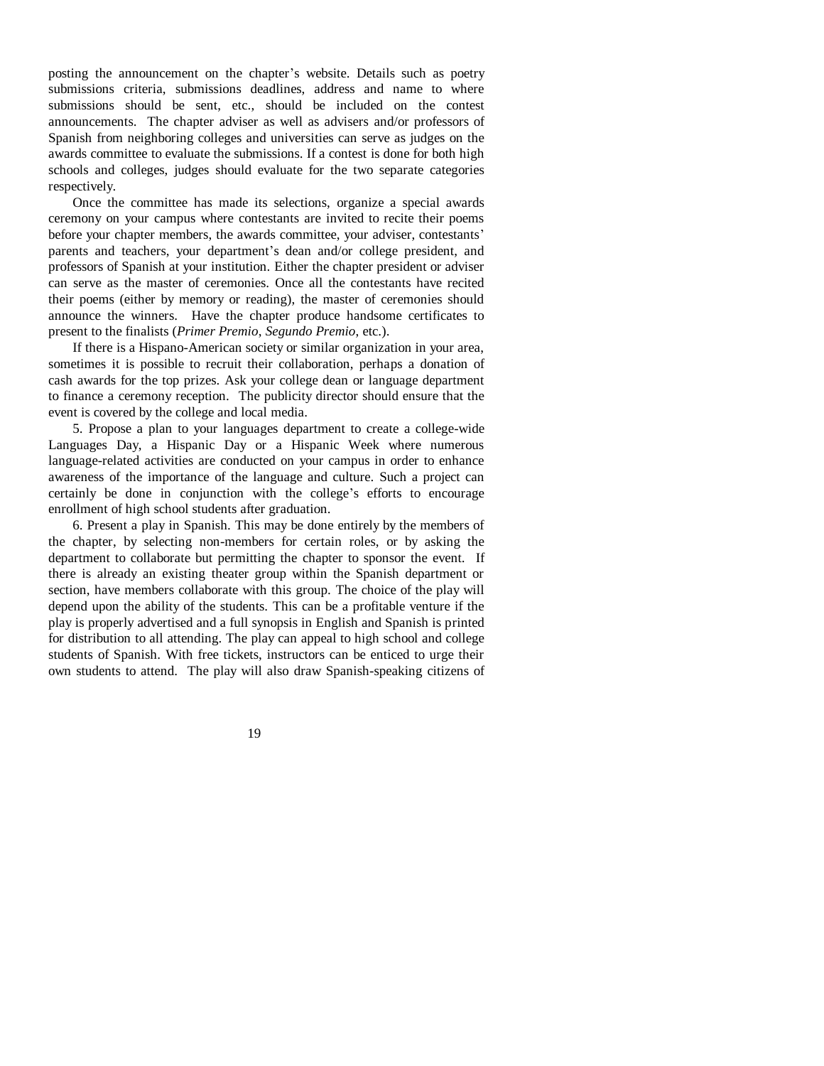posting the announcement on the chapter's website. Details such as poetry submissions criteria, submissions deadlines, address and name to where submissions should be sent, etc., should be included on the contest announcements. The chapter adviser as well as advisers and/or professors of Spanish from neighboring colleges and universities can serve as judges on the awards committee to evaluate the submissions. If a contest is done for both high schools and colleges, judges should evaluate for the two separate categories respectively.

Once the committee has made its selections, organize a special awards ceremony on your campus where contestants are invited to recite their poems before your chapter members, the awards committee, your adviser, contestants' parents and teachers, your department's dean and/or college president, and professors of Spanish at your institution. Either the chapter president or adviser can serve as the master of ceremonies. Once all the contestants have recited their poems (either by memory or reading), the master of ceremonies should announce the winners. Have the chapter produce handsome certificates to present to the finalists (*Primer Premio*, *Segundo Premio*, etc.).

If there is a Hispano-American society or similar organization in your area, sometimes it is possible to recruit their collaboration, perhaps a donation of cash awards for the top prizes. Ask your college dean or language department to finance a ceremony reception. The publicity director should ensure that the event is covered by the college and local media.

5. Propose a plan to your languages department to create a college-wide Languages Day, a Hispanic Day or a Hispanic Week where numerous language-related activities are conducted on your campus in order to enhance awareness of the importance of the language and culture. Such a project can certainly be done in conjunction with the college's efforts to encourage enrollment of high school students after graduation.

6. Present a play in Spanish. This may be done entirely by the members of the chapter, by selecting non-members for certain roles, or by asking the department to collaborate but permitting the chapter to sponsor the event. If there is already an existing theater group within the Spanish department or section, have members collaborate with this group. The choice of the play will depend upon the ability of the students. This can be a profitable venture if the play is properly advertised and a full synopsis in English and Spanish is printed for distribution to all attending. The play can appeal to high school and college students of Spanish. With free tickets, instructors can be enticed to urge their own students to attend. The play will also draw Spanish-speaking citizens of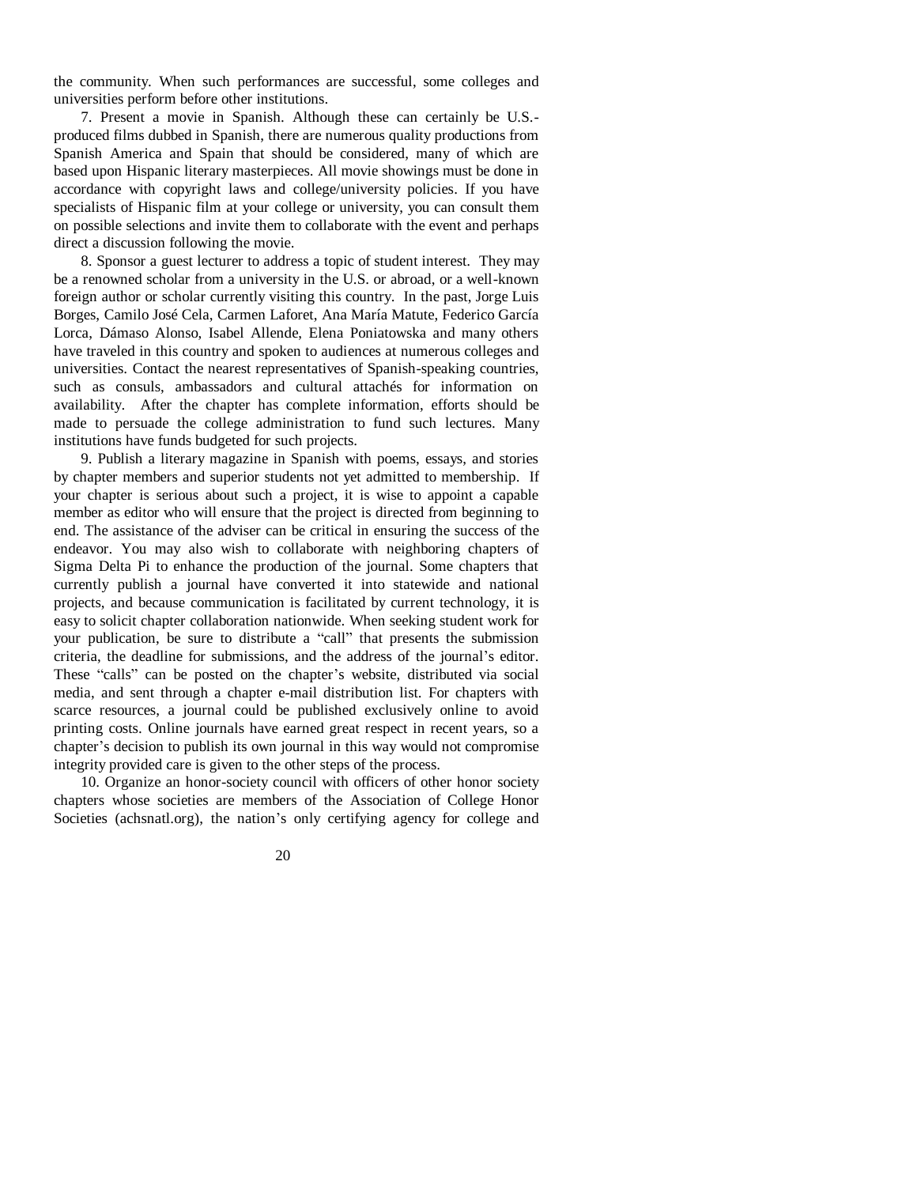the community. When such performances are successful, some colleges and universities perform before other institutions.

7. Present a movie in Spanish. Although these can certainly be U.S.-produced films dubbed in Spanish, there are numerous quality productions from Spanish America and Spain that should be considered, many of which are based upon Hispanic literary masterpieces. All movie showings must be done in accordance with copyright laws and college/university policies. If you have specialists of Hispanic film at your college or university, you can consult them on possible selections and invite them to collaborate with the event and perhaps direct a discussion following the movie.

8. Sponsor a guest lecturer to address a topic of student interest. They may be a renowned scholar from a university in the U.S. or abroad, or a well-known foreign author or scholar currently visiting this country. In the past, Jorge Luis Borges, Camilo José Cela, Carmen Laforet, Ana María Matute, Federico García Lorca, Dámaso Alonso, Isabel Allende, Elena Poniatowska and many others have traveled in this country and spoken to audiences at numerous colleges and universities. Contact the nearest representatives of Spanish-speaking countries, such as consuls, ambassadors and cultural attachés for information on availability. After the chapter has complete information, efforts should be made to persuade the college administration to fund such lectures. Many institutions have funds budgeted for such projects.

9. Publish a literary magazine in Spanish with poems, essays, and stories by chapter members and superior students not yet admitted to membership. If your chapter is serious about such a project, it is wise to appoint a capable member as editor who will ensure that the project is directed from beginning to end. The assistance of the adviser can be critical in ensuring the success of the endeavor. You may also wish to collaborate with neighboring chapters of Sigma Delta Pi to enhance the production of the journal. Some chapters that currently publish a journal have converted it into statewide and national projects, and because communication is facilitated by current technology, it is easy to solicit chapter collaboration nationwide. When seeking student work for your publication, be sure to distribute a "call" that presents the submission criteria, the deadline for submissions, and the address of the journal's editor. These "calls" can be posted on the chapter's website, distributed via social media, and sent through a chapter e-mail distribution list. For chapters with scarce resources, a journal could be published exclusively online to avoid printing costs. Online journals have earned great respect in recent years, so a chapter's decision to publish its own journal in this way would not compromise integrity provided care is given to the other steps of the process.

10. Organize an honor-society council with officers of other honor society chapters whose societies are members of the Association of College Honor Societies (achsnatl.org), the nation's only certifying agency for college and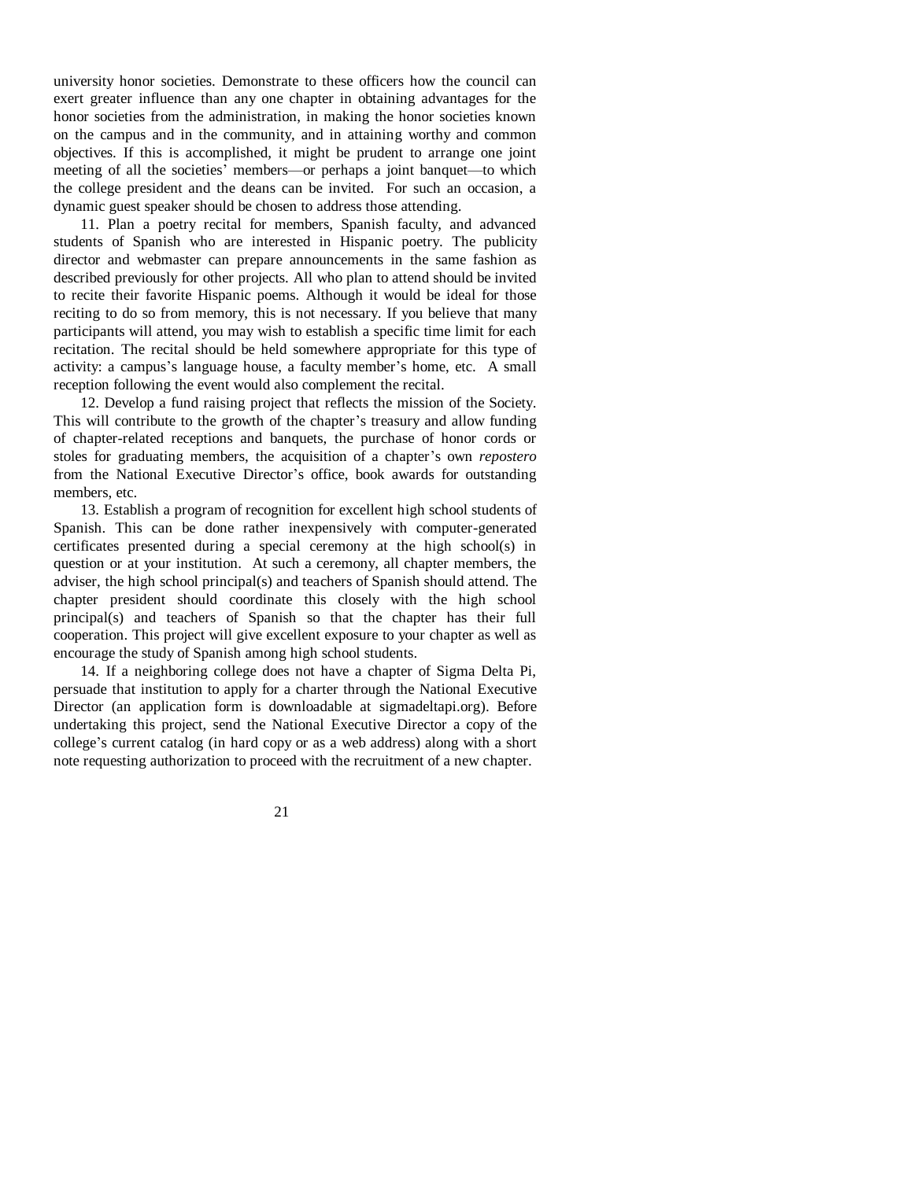university honor societies. Demonstrate to these officers how the council can exert greater influence than any one chapter in obtaining advantages for the honor societies from the administration, in making the honor societies known on the campus and in the community, and in attaining worthy and common objectives. If this is accomplished, it might be prudent to arrange one joint meeting of all the societies' members—or perhaps a joint banquet—to which the college president and the deans can be invited. For such an occasion, a dynamic guest speaker should be chosen to address those attending.

11. Plan a poetry recital for members, Spanish faculty, and advanced students of Spanish who are interested in Hispanic poetry. The publicity director and webmaster can prepare announcements in the same fashion as described previously for other projects. All who plan to attend should be invited to recite their favorite Hispanic poems. Although it would be ideal for those reciting to do so from memory, this is not necessary. If you believe that many participants will attend, you may wish to establish a specific time limit for each recitation. The recital should be held somewhere appropriate for this type of activity: a campus's language house, a faculty member's home, etc. A small reception following the event would also complement the recital.

12. Develop a fund raising project that reflects the mission of the Society. This will contribute to the growth of the chapter's treasury and allow funding of chapter-related receptions and banquets, the purchase of honor cords or stoles for graduating members, the acquisition of a chapter's own *repostero* from the National Executive Director's office, book awards for outstanding members, etc.

13. Establish a program of recognition for excellent high school students of Spanish. This can be done rather inexpensively with computer-generated certificates presented during a special ceremony at the high school(s) in question or at your institution. At such a ceremony, all chapter members, the adviser, the high school principal(s) and teachers of Spanish should attend. The chapter president should coordinate this closely with the high school principal(s) and teachers of Spanish so that the chapter has their full cooperation. This project will give excellent exposure to your chapter as well as encourage the study of Spanish among high school students.

14. If a neighboring college does not have a chapter of Sigma Delta Pi, persuade that institution to apply for a charter through the National Executive Director (an application form is downloadable at sigmadeltapi.org). Before undertaking this project, send the National Executive Director a copy of the college's current catalog (in hard copy or as a web address) along with a short note requesting authorization to proceed with the recruitment of a new chapter.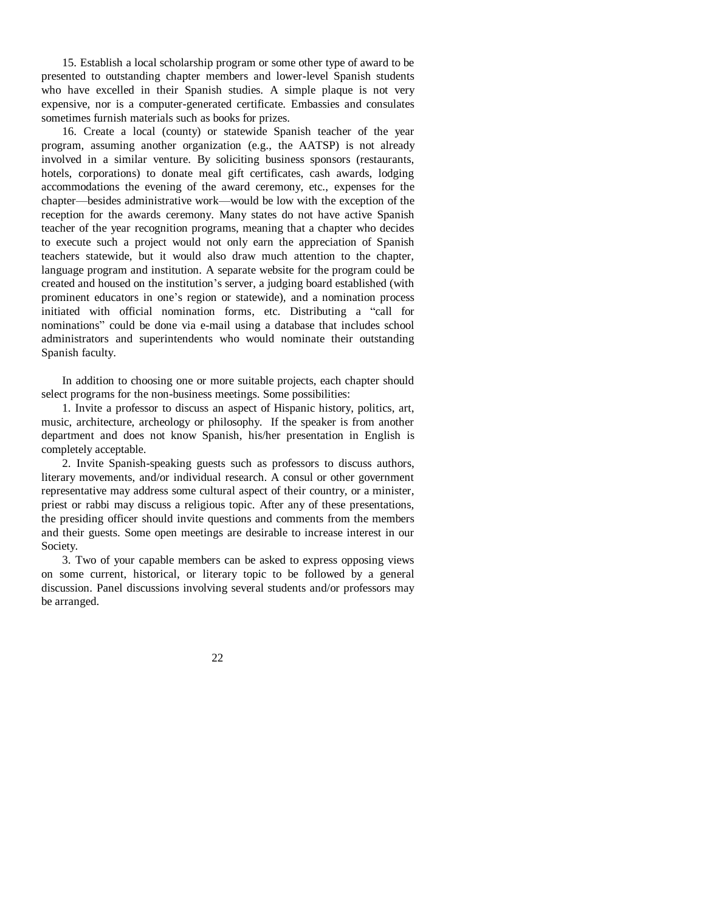15. Establish a local scholarship program or some other type of award to be presented to outstanding chapter members and lower-level Spanish students who have excelled in their Spanish studies. A simple plaque is not very expensive, nor is a computer-generated certificate. Embassies and consulates sometimes furnish materials such as books for prizes.

16. Create a local (county) or statewide Spanish teacher of the year program, assuming another organization (e.g., the AATSP) is not already involved in a similar venture. By soliciting business sponsors (restaurants, hotels, corporations) to donate meal gift certificates, cash awards, lodging accommodations the evening of the award ceremony, etc., expenses for the chapter—besides administrative work—would be low with the exception of the reception for the awards ceremony. Many states do not have active Spanish teacher of the year recognition programs, meaning that a chapter who decides to execute such a project would not only earn the appreciation of Spanish teachers statewide, but it would also draw much attention to the chapter, language program and institution. A separate website for the program could be created and housed on the institution's server, a judging board established (with prominent educators in one's region or statewide), and a nomination process initiated with official nomination forms, etc. Distributing a "call for nominations" could be done via e-mail using a database that includes school administrators and superintendents who would nominate their outstanding Spanish faculty.

In addition to choosing one or more suitable projects, each chapter should select programs for the non-business meetings. Some possibilities:

1. Invite a professor to discuss an aspect of Hispanic history, politics, art, music, architecture, archeology or philosophy. If the speaker is from another department and does not know Spanish, his/her presentation in English is completely acceptable.

2. Invite Spanish-speaking guests such as professors to discuss authors, literary movements, and/or individual research. A consul or other government representative may address some cultural aspect of their country, or a minister, priest or rabbi may discuss a religious topic. After any of these presentations, the presiding officer should invite questions and comments from the members and their guests. Some open meetings are desirable to increase interest in our Society.

3. Two of your capable members can be asked to express opposing views on some current, historical, or literary topic to be followed by a general discussion. Panel discussions involving several students and/or professors may be arranged.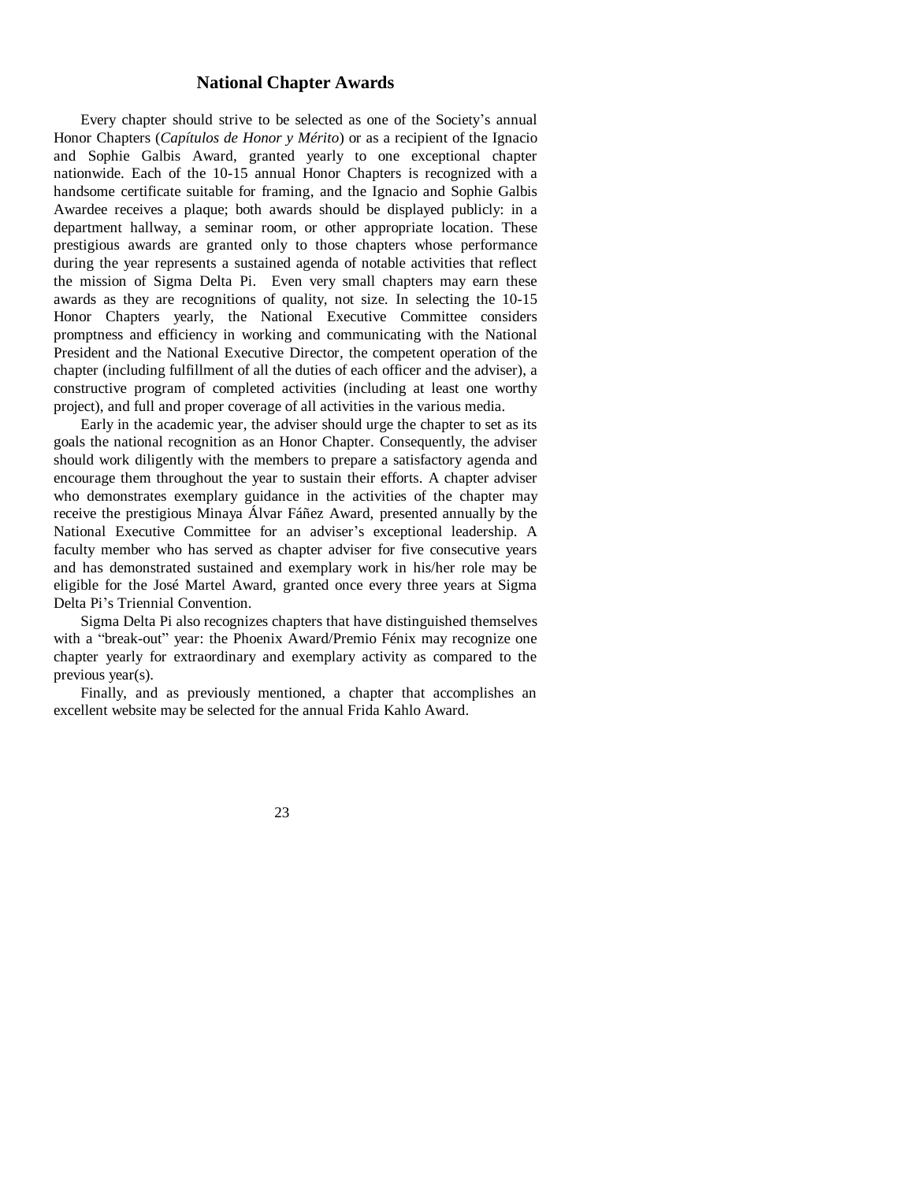## National Chapter Awards

Every chapter should strive to be selected as one of the Society's annual Honor Chapters (*Capítulos de Honor y Mérito*) or as a recipient of the Ignacio and Sophie Galbis Award, granted yearly to one exceptional chapter nationwide. Each of the 10-15 annual Honor Chapters is recognized with a handsome certificate suitable for framing, and the Ignacio and Sophie Galbis Awardee receives a plaque; both awards should be displayed publicly: in a department hallway, a seminar room, or other appropriate location. These prestigious awards are granted only to those chapters whose performance during the year represents a sustained agenda of notable activities that reflect the mission of Sigma Delta Pi. Even very small chapters may earn these awards as they are recognitions of quality, not size. In selecting the 10-15 Honor Chapters yearly, the National Executive Committee considers promptness and efficiency in working and communicating with the National President and the National Executive Director, the competent operation of the chapter (including fulfillment of all the duties of each officer and the adviser), a constructive program of completed activities (including at least one worthy project), and full and proper coverage of all activities in the various media.

Early in the academic year, the adviser should urge the chapter to set as its goals the national recognition as an Honor Chapter. Consequently, the adviser should work diligently with the members to prepare a satisfactory agenda and encourage them throughout the year to sustain their efforts. A chapter adviser who demonstrates exemplary guidance in the activities of the chapter may receive the prestigious Minaya Álvar Fáñez Award, presented annually by the National Executive Committee for an adviser's exceptional leadership. A faculty member who has served as chapter adviser for five consecutive years and has demonstrated sustained and exemplary work in his/her role may be eligible for the José Martel Award, granted once every three years at Sigma Delta Pi's Triennial Convention.

Sigma Delta Pi also recognizes chapters that have distinguished themselves with a "break-out" year: the Phoenix Award/Premio Fénix may recognize one chapter yearly for extraordinary and exemplary activity as compared to the previous year(s).

Finally, and as previously mentioned, a chapter that accomplishes an excellent website may be selected for the annual Frida Kahlo Award.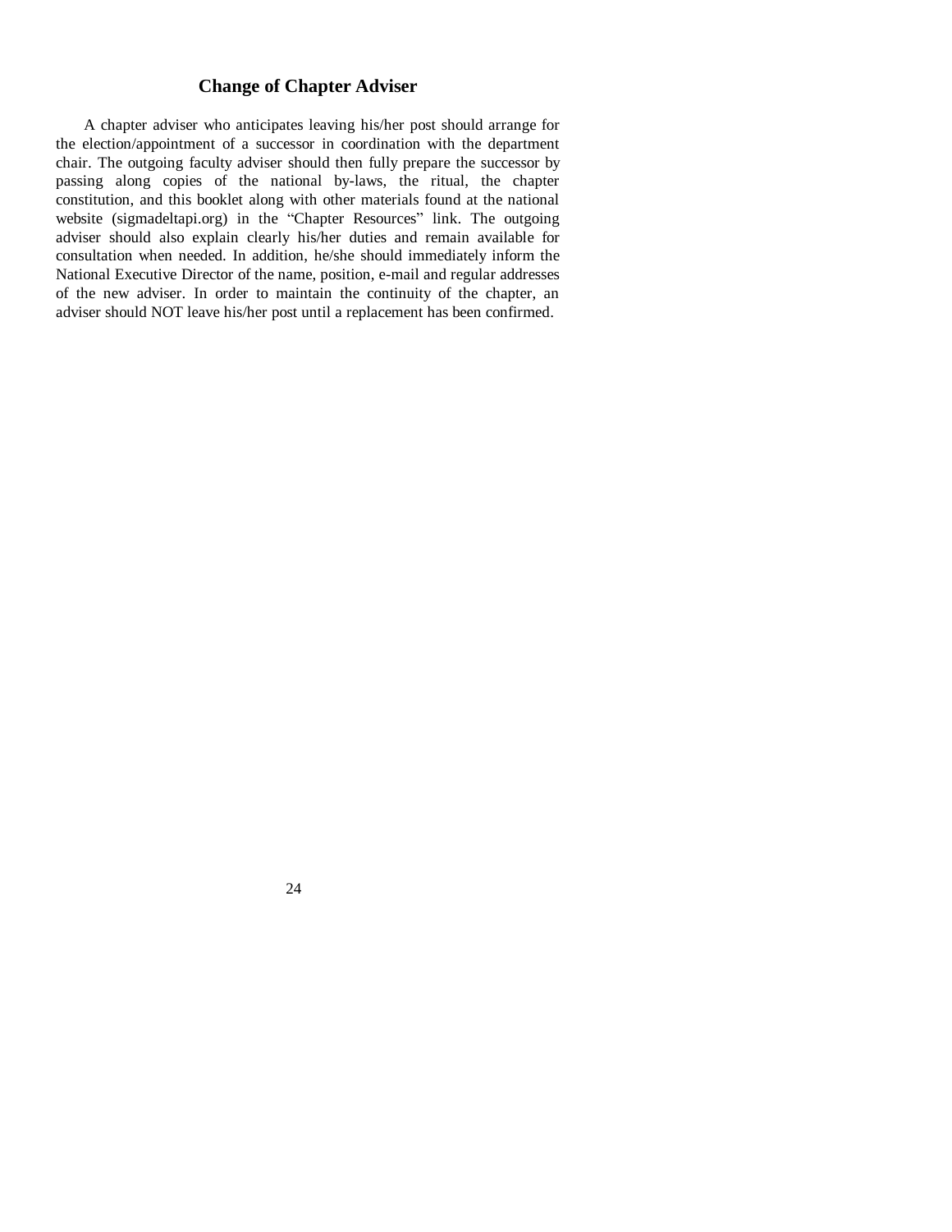## Change of Chapter Adviser

A chapter adviser who anticipates leaving his/her post should arrange for the election/appointment of a successor in coordination with the department chair. The outgoing faculty adviser should then fully prepare the successor by passing along copies of the national by-laws, the ritual, the chapter constitution, and this booklet along with other materials found at the national website (sigmadeltapi.org) in the "Chapter Resources" link. The outgoing adviser should also explain clearly his/her duties and remain available for consultation when needed. In addition, he/she should immediately inform the National Executive Director of the name, position, e-mail and regular addresses of the new adviser. In order to maintain the continuity of the chapter, an adviser should NOT leave his/her post until a replacement has been confirmed.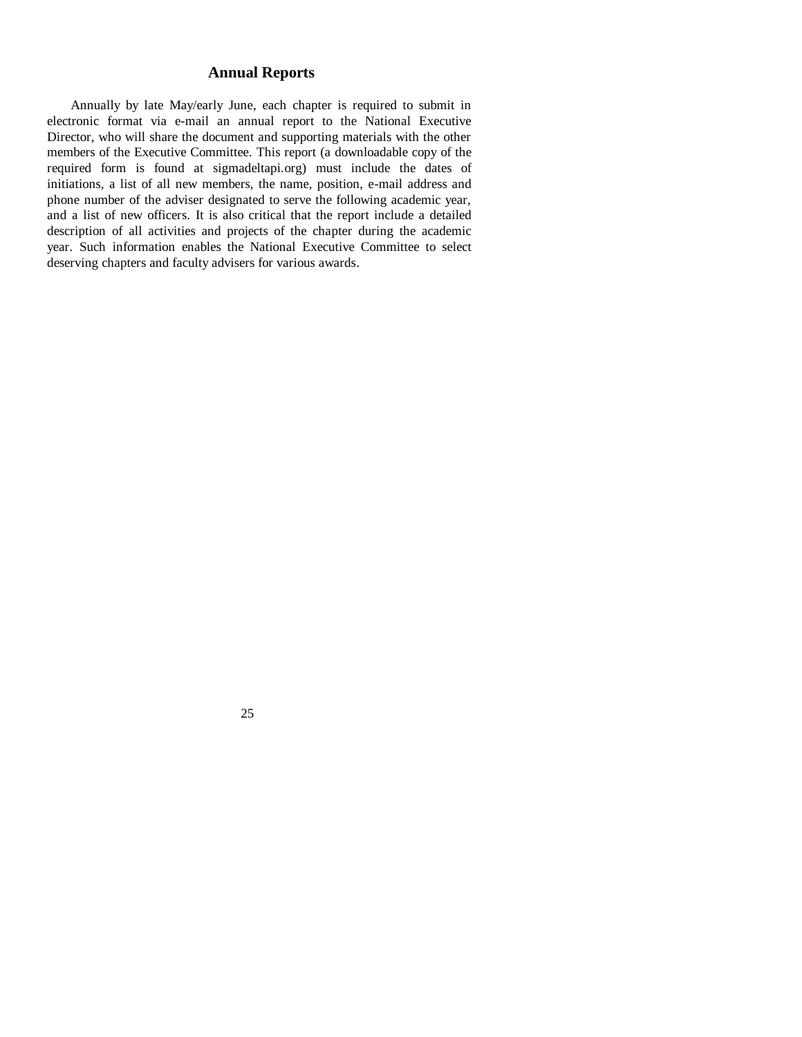## Annual Reports

Annually by late May/early June, each chapter is required to submit in electronic format via e-mail an annual report to the National Executive Director, who will share the document and supporting materials with the other members of the Executive Committee. This report (a downloadable copy of the required form is found at sigmadeltapi.org) must include the dates of initiations, a list of all new members, the name, position, e-mail address and phone number of the adviser designated to serve the following academic year, and a list of new officers. It is also critical that the report include a detailed description of all activities and projects of the chapter during the academic year. Such information enables the National Executive Committee to select deserving chapters and faculty advisers for various awards.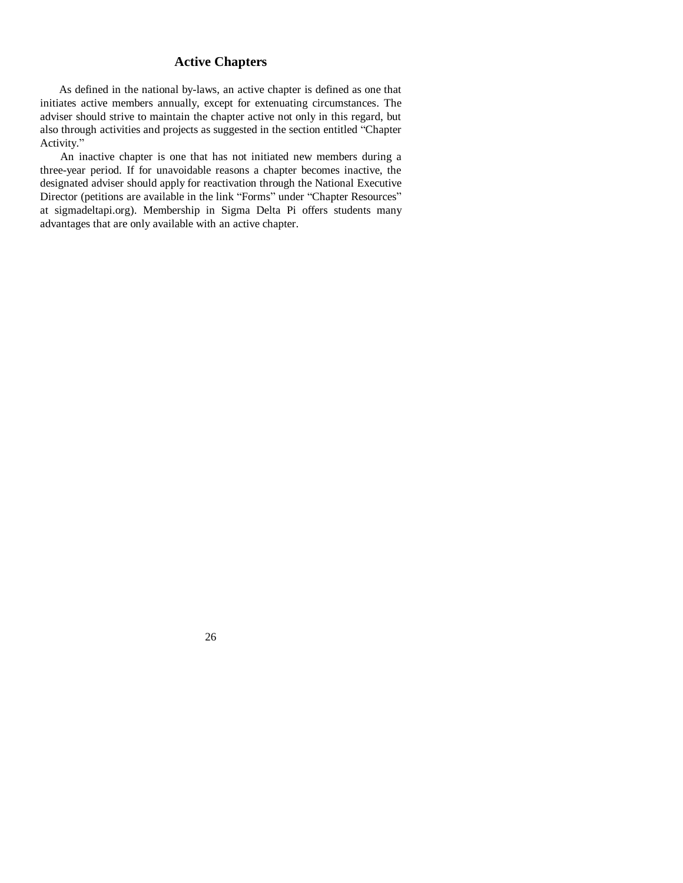## Active Chapters

As defined in the national by-laws, an active chapter is defined as one that initiates active members annually, except for extenuating circumstances. The adviser should strive to maintain the chapter active not only in this regard, but also through activities and projects as suggested in the section entitled "Chapter Activity."

An inactive chapter is one that has not initiated new members during a three-year period. If for unavoidable reasons a chapter becomes inactive, the designated adviser should apply for reactivation through the National Executive Director (petitions are available in the link "Forms" under "Chapter Resources" at sigmadeltapi.org). Membership in Sigma Delta Pi offers students many advantages that are only available with an active chapter.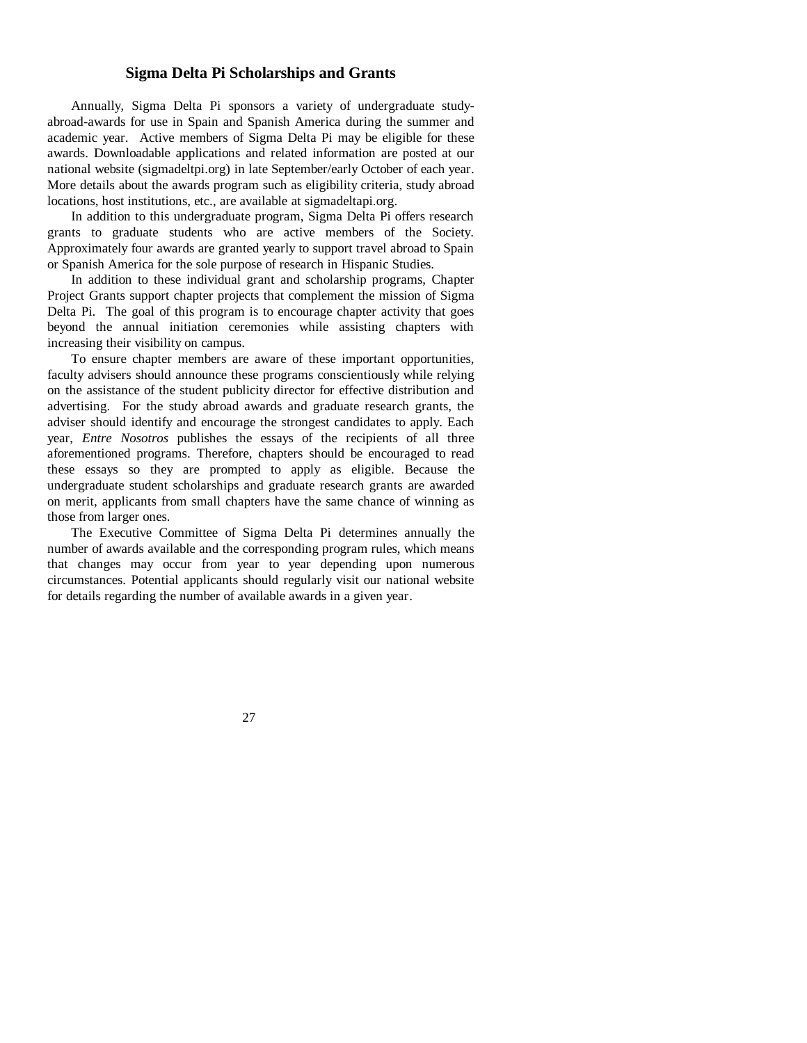## Sigma Delta Pi Scholarships and Grants

Annually, Sigma Delta Pi sponsors a variety of undergraduate study-abroad-awards for use in Spain and Spanish America during the summer and academic year. Active members of Sigma Delta Pi may be eligible for these awards. Downloadable applications and related information are posted at our national website (sigmadeltpi.org) in late September/early October of each year. More details about the awards program such as eligibility criteria, study abroad locations, host institutions, etc., are available at sigmadeltapi.org.

In addition to this undergraduate program, Sigma Delta Pi offers research grants to graduate students who are active members of the Society. Approximately four awards are granted yearly to support travel abroad to Spain or Spanish America for the sole purpose of research in Hispanic Studies.

In addition to these individual grant and scholarship programs, Chapter Project Grants support chapter projects that complement the mission of Sigma Delta Pi. The goal of this program is to encourage chapter activity that goes beyond the annual initiation ceremonies while assisting chapters with increasing their visibility on campus.

To ensure chapter members are aware of these important opportunities, faculty advisers should announce these programs conscientiously while relying on the assistance of the student publicity director for effective distribution and advertising. For the study abroad awards and graduate research grants, the adviser should identify and encourage the strongest candidates to apply. Each year, *Entre Nosotros* publishes the essays of the recipients of all three aforementioned programs. Therefore, chapters should be encouraged to read these essays so they are prompted to apply as eligible. Because the undergraduate student scholarships and graduate research grants are awarded on merit, applicants from small chapters have the same chance of winning as those from larger ones.

The Executive Committee of Sigma Delta Pi determines annually the number of awards available and the corresponding program rules, which means that changes may occur from year to year depending upon numerous circumstances. Potential applicants should regularly visit our national website for details regarding the number of available awards in a given year.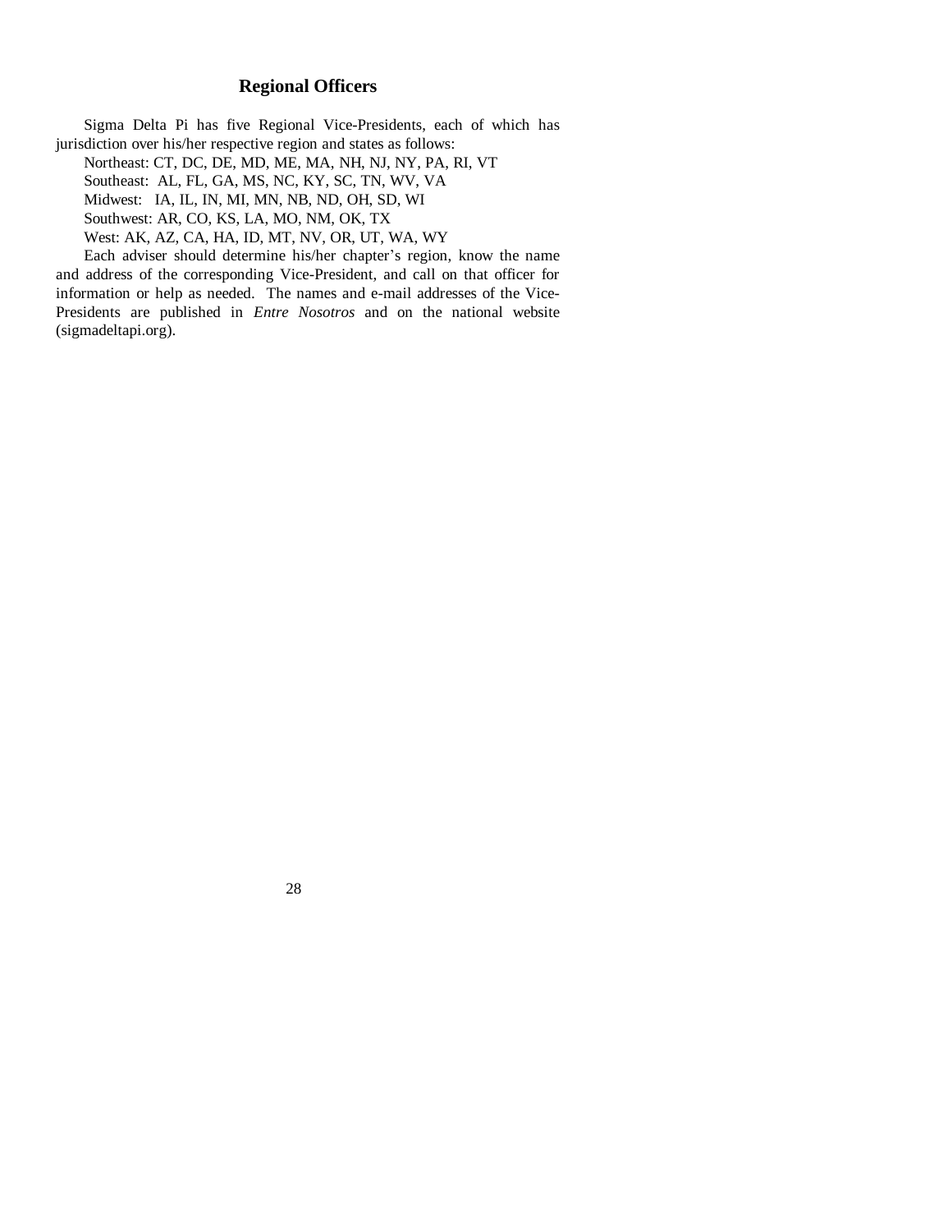## Regional Officers

Sigma Delta Pi has five Regional Vice-Presidents, each of which has jurisdiction over his/her respective region and states as follows:

Northeast: CT, DC, DE, MD, ME, MA, NH, NJ, NY, PA, RI, VT

Southeast: AL, FL, GA, MS, NC, KY, SC, TN, WV, VA

Midwest: IA, IL, IN, MI, MN, NB, ND, OH, SD, WI

Southwest: AR, CO, KS, LA, MO, NM, OK, TX

West: AK, AZ, CA, HA, ID, MT, NV, OR, UT, WA, WY

Each adviser should determine his/her chapter's region, know the name and address of the corresponding Vice-President, and call on that officer for information or help as needed. The names and e-mail addresses of the Vice-Presidents are published in *Entre Nosotros* and on the national website (sigmadeltapi.org).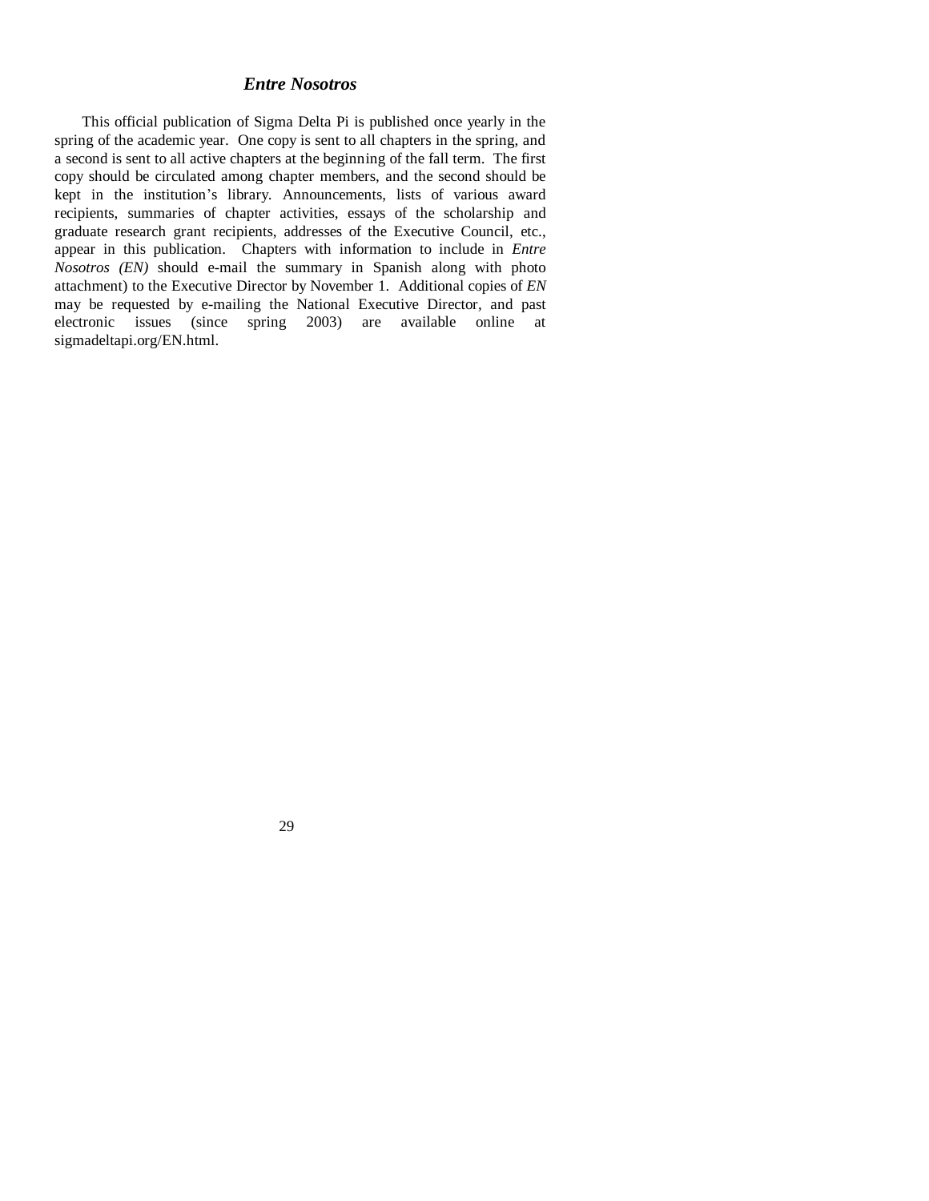## *Entre Nosotros*

This official publication of Sigma Delta Pi is published once yearly in the spring of the academic year. One copy is sent to all chapters in the spring, and a second is sent to all active chapters at the beginning of the fall term. The first copy should be circulated among chapter members, and the second should be kept in the institution's library. Announcements, lists of various award recipients, summaries of chapter activities, essays of the scholarship and graduate research grant recipients, addresses of the Executive Council, etc., appear in this publication. Chapters with information to include in *Entre Nosotros (EN)* should e-mail the summary in Spanish along with photo attachment) to the Executive Director by November 1. Additional copies of *EN* may be requested by e-mailing the National Executive Director, and past electronic issues (since spring 2003) are available online at sigmadeltapi.org/EN.html.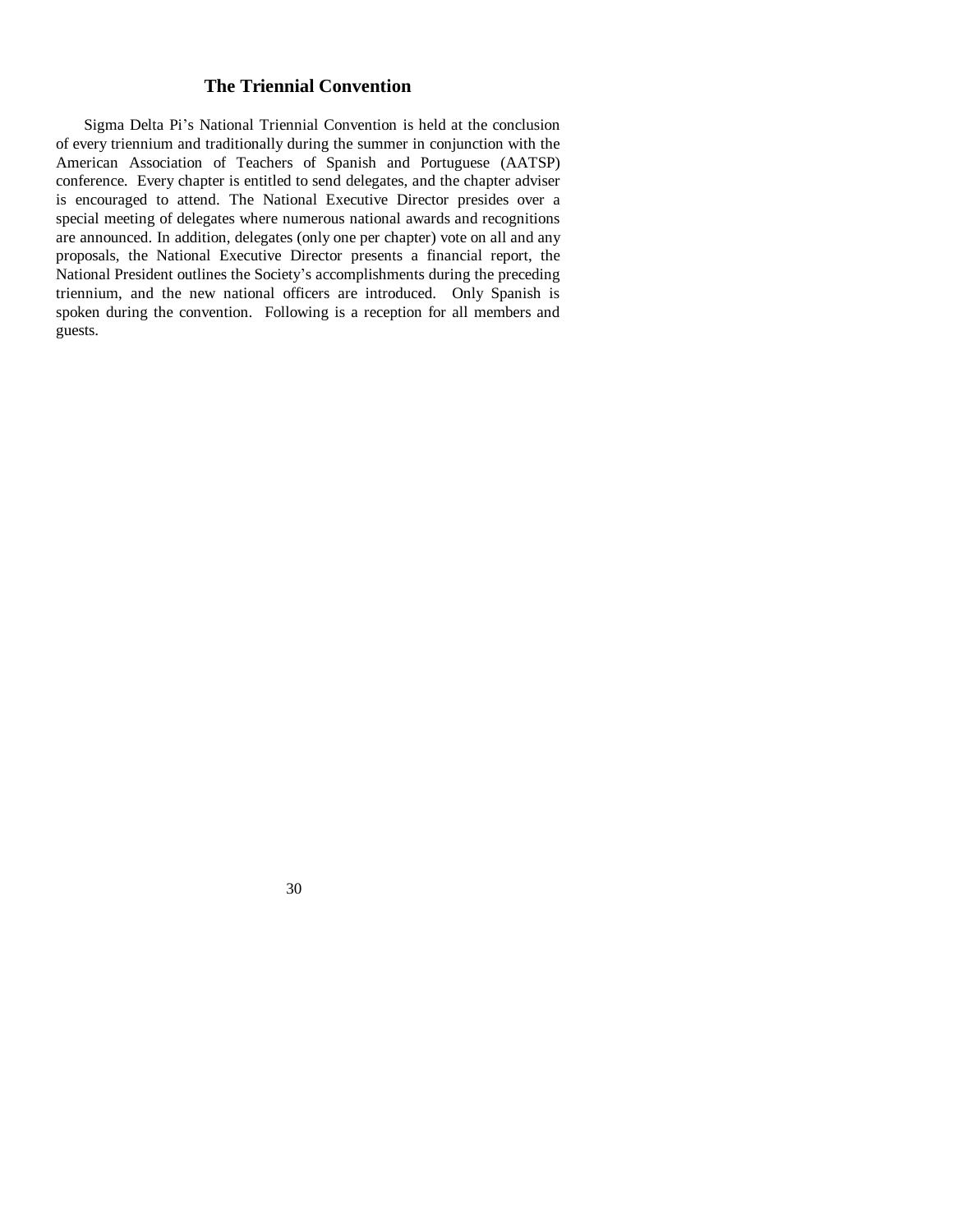## The Triennial Convention

Sigma Delta Pi's National Triennial Convention is held at the conclusion of every triennium and traditionally during the summer in conjunction with the American Association of Teachers of Spanish and Portuguese (AATSP) conference. Every chapter is entitled to send delegates, and the chapter adviser is encouraged to attend. The National Executive Director presides over a special meeting of delegates where numerous national awards and recognitions are announced. In addition, delegates (only one per chapter) vote on all and any proposals, the National Executive Director presents a financial report, the National President outlines the Society's accomplishments during the preceding triennium, and the new national officers are introduced. Only Spanish is spoken during the convention. Following is a reception for all members and guests.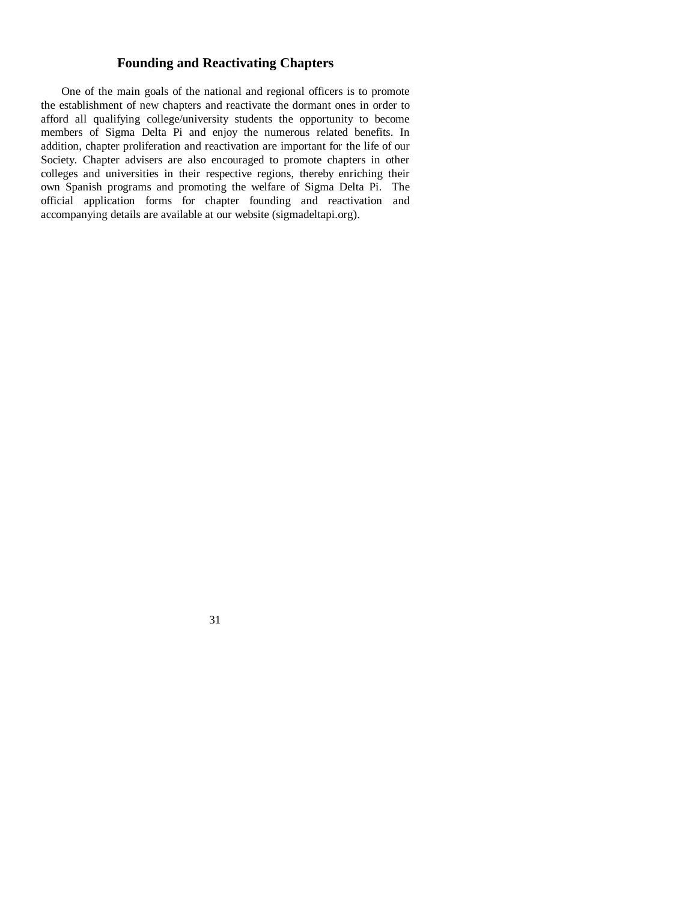## Founding and Reactivating Chapters

One of the main goals of the national and regional officers is to promote the establishment of new chapters and reactivate the dormant ones in order to afford all qualifying college/university students the opportunity to become members of Sigma Delta Pi and enjoy the numerous related benefits. In addition, chapter proliferation and reactivation are important for the life of our Society. Chapter advisers are also encouraged to promote chapters in other colleges and universities in their respective regions, thereby enriching their own Spanish programs and promoting the welfare of Sigma Delta Pi. The official application forms for chapter founding and reactivation and accompanying details are available at our website (sigmadeltapi.org).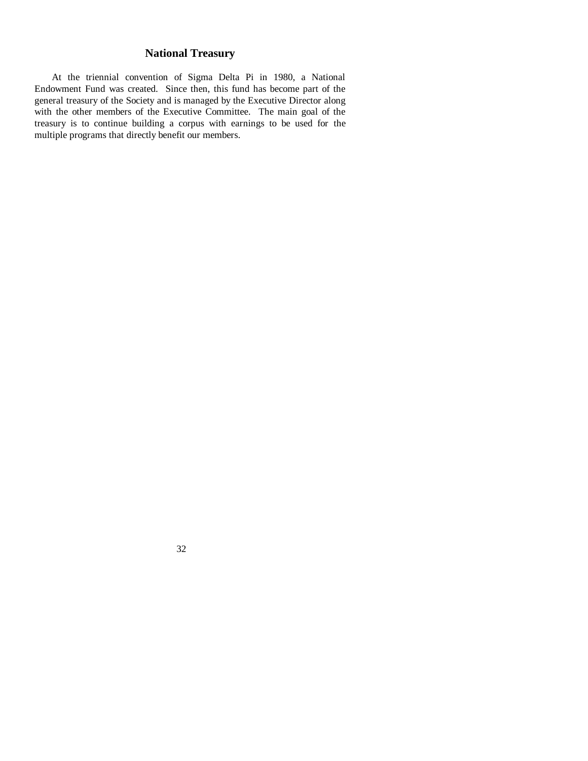## National Treasury

At the triennial convention of Sigma Delta Pi in 1980, a National Endowment Fund was created. Since then, this fund has become part of the general treasury of the Society and is managed by the Executive Director along with the other members of the Executive Committee. The main goal of the treasury is to continue building a corpus with earnings to be used for the multiple programs that directly benefit our members.